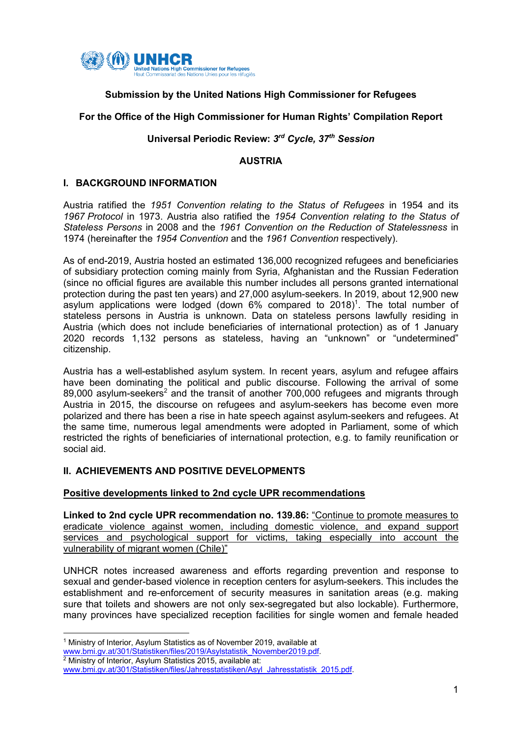UNHCR
United Nations High Commissioner for Refugees
Haut Commissariat des Nations Unies pour les réfugiés

**Submission by the United Nations High Commissioner for Refugees**

**For the Office of the High Commissioner for Human Rights' Compilation Report**

**Universal Periodic Review: *3rd Cycle, 37th Session***

**AUSTRIA**

## I. BACKGROUND INFORMATION

Austria ratified the *1951 Convention relating to the Status of Refugees* in 1954 and its *1967 Protocol* in 1973. Austria also ratified the *1954 Convention relating to the Status of Stateless Persons* in 2008 and the *1961 Convention on the Reduction of Statelessness* in 1974 (hereinafter the *1954 Convention* and the *1961 Convention* respectively).

As of end-2019, Austria hosted an estimated 136,000 recognized refugees and beneficiaries of subsidiary protection coming mainly from Syria, Afghanistan and the Russian Federation (since no official figures are available this number includes all persons granted international protection during the past ten years) and 27,000 asylum-seekers. In 2019, about 12,900 new asylum applications were lodged (down 6% compared to 2018)[1]. The total number of stateless persons in Austria is unknown. Data on stateless persons lawfully residing in Austria (which does not include beneficiaries of international protection) as of 1 January 2020 records 1,132 persons as stateless, having an "unknown" or "undetermined" citizenship.

Austria has a well-established asylum system. In recent years, asylum and refugee affairs have been dominating the political and public discourse. Following the arrival of some 89,000 asylum-seekers[2] and the transit of another 700,000 refugees and migrants through Austria in 2015, the discourse on refugees and asylum-seekers has become even more polarized and there has been a rise in hate speech against asylum-seekers and refugees. At the same time, numerous legal amendments were adopted in Parliament, some of which restricted the rights of beneficiaries of international protection, e.g. to family reunification or social aid.

## II. ACHIEVEMENTS AND POSITIVE DEVELOPMENTS

### Positive developments linked to 2nd cycle UPR recommendations

**Linked to 2nd cycle UPR recommendation no. 139.86:** "Continue to promote measures to eradicate violence against women, including domestic violence, and expand support services and psychological support for victims, taking especially into account the vulnerability of migrant women (Chile)"

UNHCR notes increased awareness and efforts regarding prevention and response to sexual and gender-based violence in reception centers for asylum-seekers. This includes the establishment and re-enforcement of security measures in sanitation areas (e.g. making sure that toilets and showers are not only sex-segregated but also lockable). Furthermore, many provinces have specialized reception facilities for single women and female headed

---

[1] Ministry of Interior, Asylum Statistics as of November 2019, available at www.bmi.gv.at/301/Statistiken/files/2019/Asylstatistik_November2019.pdf.

[2] Ministry of Interior, Asylum Statistics 2015, available at: www.bmi.gv.at/301/Statistiken/files/Jahresstatistiken/Asyl_Jahresstatistik_2015.pdf.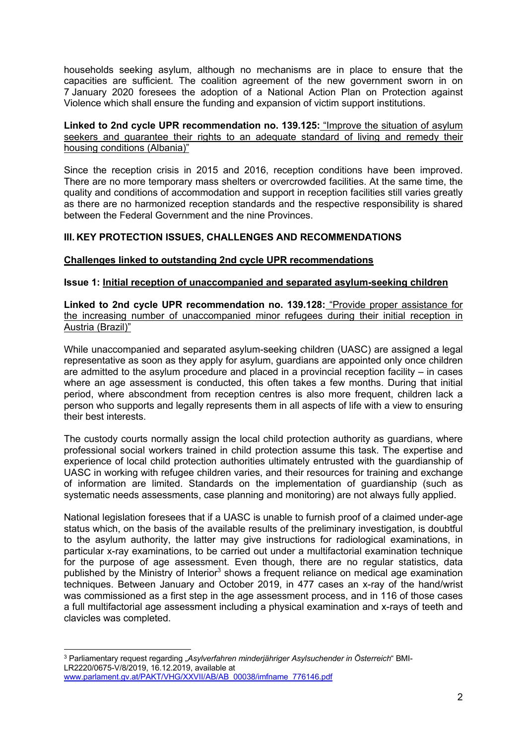households seeking asylum, although no mechanisms are in place to ensure that the capacities are sufficient. The coalition agreement of the new government sworn in on 7 January 2020 foresees the adoption of a National Action Plan on Protection against Violence which shall ensure the funding and expansion of victim support institutions.

**Linked to 2nd cycle UPR recommendation no. 139.125:** "Improve the situation of asylum seekers and guarantee their rights to an adequate standard of living and remedy their housing conditions (Albania)"

Since the reception crisis in 2015 and 2016, reception conditions have been improved. There are no more temporary mass shelters or overcrowded facilities. At the same time, the quality and conditions of accommodation and support in reception facilities still varies greatly as there are no harmonized reception standards and the respective responsibility is shared between the Federal Government and the nine Provinces.

## III. KEY PROTECTION ISSUES, CHALLENGES AND RECOMMENDATIONS

### Challenges linked to outstanding 2nd cycle UPR recommendations

### Issue 1: Initial reception of unaccompanied and separated asylum-seeking children

**Linked to 2nd cycle UPR recommendation no. 139.128:** "Provide proper assistance for the increasing number of unaccompanied minor refugees during their initial reception in Austria (Brazil)"

While unaccompanied and separated asylum-seeking children (UASC) are assigned a legal representative as soon as they apply for asylum, guardians are appointed only once children are admitted to the asylum procedure and placed in a provincial reception facility – in cases where an age assessment is conducted, this often takes a few months. During that initial period, where abscondment from reception centres is also more frequent, children lack a person who supports and legally represents them in all aspects of life with a view to ensuring their best interests.

The custody courts normally assign the local child protection authority as guardians, where professional social workers trained in child protection assume this task. The expertise and experience of local child protection authorities ultimately entrusted with the guardianship of UASC in working with refugee children varies, and their resources for training and exchange of information are limited. Standards on the implementation of guardianship (such as systematic needs assessments, case planning and monitoring) are not always fully applied.

National legislation foresees that if a UASC is unable to furnish proof of a claimed under-age status which, on the basis of the available results of the preliminary investigation, is doubtful to the asylum authority, the latter may give instructions for radiological examinations, in particular x-ray examinations, to be carried out under a multifactorial examination technique for the purpose of age assessment. Even though, there are no regular statistics, data published by the Ministry of Interior[3] shows a frequent reliance on medical age examination techniques. Between January and October 2019, in 477 cases an x-ray of the hand/wrist was commissioned as a first step in the age assessment process, and in 116 of those cases a full multifactorial age assessment including a physical examination and x-rays of teeth and clavicles was completed.

---

[3] Parliamentary request regarding „*Asylverfahren minderjähriger Asylsuchender in Österreich*" BMI-LR2220/0675-V/8/2019, 16.12.2019, available at www.parlament.gv.at/PAKT/VHG/XXVII/AB/AB_00038/imfname_776146.pdf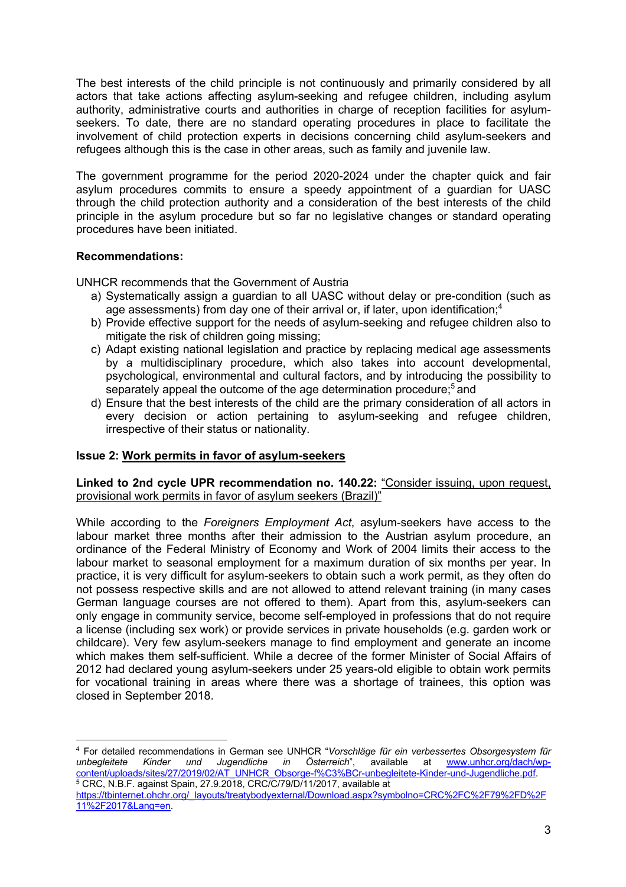The best interests of the child principle is not continuously and primarily considered by all actors that take actions affecting asylum-seeking and refugee children, including asylum authority, administrative courts and authorities in charge of reception facilities for asylum-seekers. To date, there are no standard operating procedures in place to facilitate the involvement of child protection experts in decisions concerning child asylum-seekers and refugees although this is the case in other areas, such as family and juvenile law.

The government programme for the period 2020-2024 under the chapter quick and fair asylum procedures commits to ensure a speedy appointment of a guardian for UASC through the child protection authority and a consideration of the best interests of the child principle in the asylum procedure but so far no legislative changes or standard operating procedures have been initiated.

**Recommendations:**

UNHCR recommends that the Government of Austria

a) Systematically assign a guardian to all UASC without delay or pre-condition (such as age assessments) from day one of their arrival or, if later, upon identification;[4]
b) Provide effective support for the needs of asylum-seeking and refugee children also to mitigate the risk of children going missing;
c) Adapt existing national legislation and practice by replacing medical age assessments by a multidisciplinary procedure, which also takes into account developmental, psychological, environmental and cultural factors, and by introducing the possibility to separately appeal the outcome of the age determination procedure;[5] and
d) Ensure that the best interests of the child are the primary consideration of all actors in every decision or action pertaining to asylum-seeking and refugee children, irrespective of their status or nationality.

**Issue 2: Work permits in favor of asylum-seekers**

**Linked to 2nd cycle UPR recommendation no. 140.22:** "Consider issuing, upon request, provisional work permits in favor of asylum seekers (Brazil)"

While according to the *Foreigners Employment Act*, asylum-seekers have access to the labour market three months after their admission to the Austrian asylum procedure, an ordinance of the Federal Ministry of Economy and Work of 2004 limits their access to the labour market to seasonal employment for a maximum duration of six months per year. In practice, it is very difficult for asylum-seekers to obtain such a work permit, as they often do not possess respective skills and are not allowed to attend relevant training (in many cases German language courses are not offered to them). Apart from this, asylum-seekers can only engage in community service, become self-employed in professions that do not require a license (including sex work) or provide services in private households (e.g. garden work or childcare). Very few asylum-seekers manage to find employment and generate an income which makes them self-sufficient. While a decree of the former Minister of Social Affairs of 2012 had declared young asylum-seekers under 25 years-old eligible to obtain work permits for vocational training in areas where there was a shortage of trainees, this option was closed in September 2018.

---

[4] For detailed recommendations in German see UNHCR "*Vorschläge für ein verbessertes Obsorgesystem für unbegleitete Kinder und Jugendliche in Österreich*", available at www.unhcr.org/dach/wp-content/uploads/sites/27/2019/02/AT_UNHCR_Obsorge-f%C3%BCr-unbegleitete-Kinder-und-Jugendliche.pdf.

[5] CRC, N.B.F. against Spain, 27.9.2018, CRC/C/79/D/11/2017, available at https://tbinternet.ohchr.org/_layouts/treatybodyexternal/Download.aspx?symbolno=CRC%2FC%2F79%2FD%2F11%2F2017&Lang=en.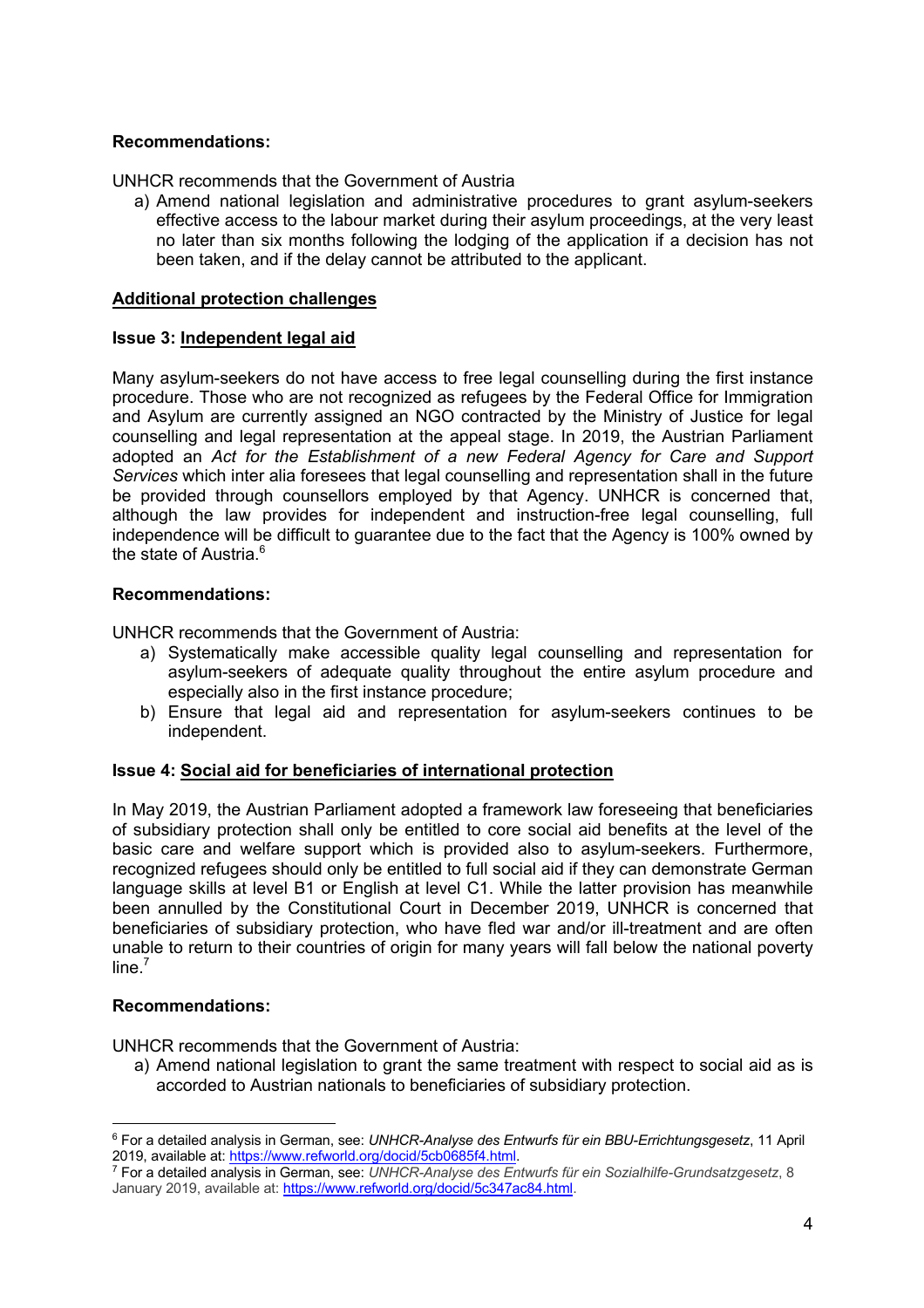**Recommendations:**

UNHCR recommends that the Government of Austria

a) Amend national legislation and administrative procedures to grant asylum-seekers effective access to the labour market during their asylum proceedings, at the very least no later than six months following the lodging of the application if a decision has not been taken, and if the delay cannot be attributed to the applicant.

## Additional protection challenges

### Issue 3: Independent legal aid

Many asylum-seekers do not have access to free legal counselling during the first instance procedure. Those who are not recognized as refugees by the Federal Office for Immigration and Asylum are currently assigned an NGO contracted by the Ministry of Justice for legal counselling and legal representation at the appeal stage. In 2019, the Austrian Parliament adopted an *Act for the Establishment of a new Federal Agency for Care and Support Services* which inter alia foresees that legal counselling and representation shall in the future be provided through counsellors employed by that Agency. UNHCR is concerned that, although the law provides for independent and instruction-free legal counselling, full independence will be difficult to guarantee due to the fact that the Agency is 100% owned by the state of Austria.[6]

**Recommendations:**

UNHCR recommends that the Government of Austria:

a) Systematically make accessible quality legal counselling and representation for asylum-seekers of adequate quality throughout the entire asylum procedure and especially also in the first instance procedure;
b) Ensure that legal aid and representation for asylum-seekers continues to be independent.

### Issue 4: Social aid for beneficiaries of international protection

In May 2019, the Austrian Parliament adopted a framework law foreseeing that beneficiaries of subsidiary protection shall only be entitled to core social aid benefits at the level of the basic care and welfare support which is provided also to asylum-seekers. Furthermore, recognized refugees should only be entitled to full social aid if they can demonstrate German language skills at level B1 or English at level C1. While the latter provision has meanwhile been annulled by the Constitutional Court in December 2019, UNHCR is concerned that beneficiaries of subsidiary protection, who have fled war and/or ill-treatment and are often unable to return to their countries of origin for many years will fall below the national poverty line.[7]

**Recommendations:**

UNHCR recommends that the Government of Austria:

a) Amend national legislation to grant the same treatment with respect to social aid as is accorded to Austrian nationals to beneficiaries of subsidiary protection.

---

[6] For a detailed analysis in German, see: *UNHCR-Analyse des Entwurfs für ein BBU-Errichtungsgesetz*, 11 April 2019, available at: https://www.refworld.org/docid/5cb0685f4.html.

[7] For a detailed analysis in German, see: *UNHCR-Analyse des Entwurfs für ein Sozialhilfe-Grundsatzgesetz*, 8 January 2019, available at: https://www.refworld.org/docid/5c347ac84.html.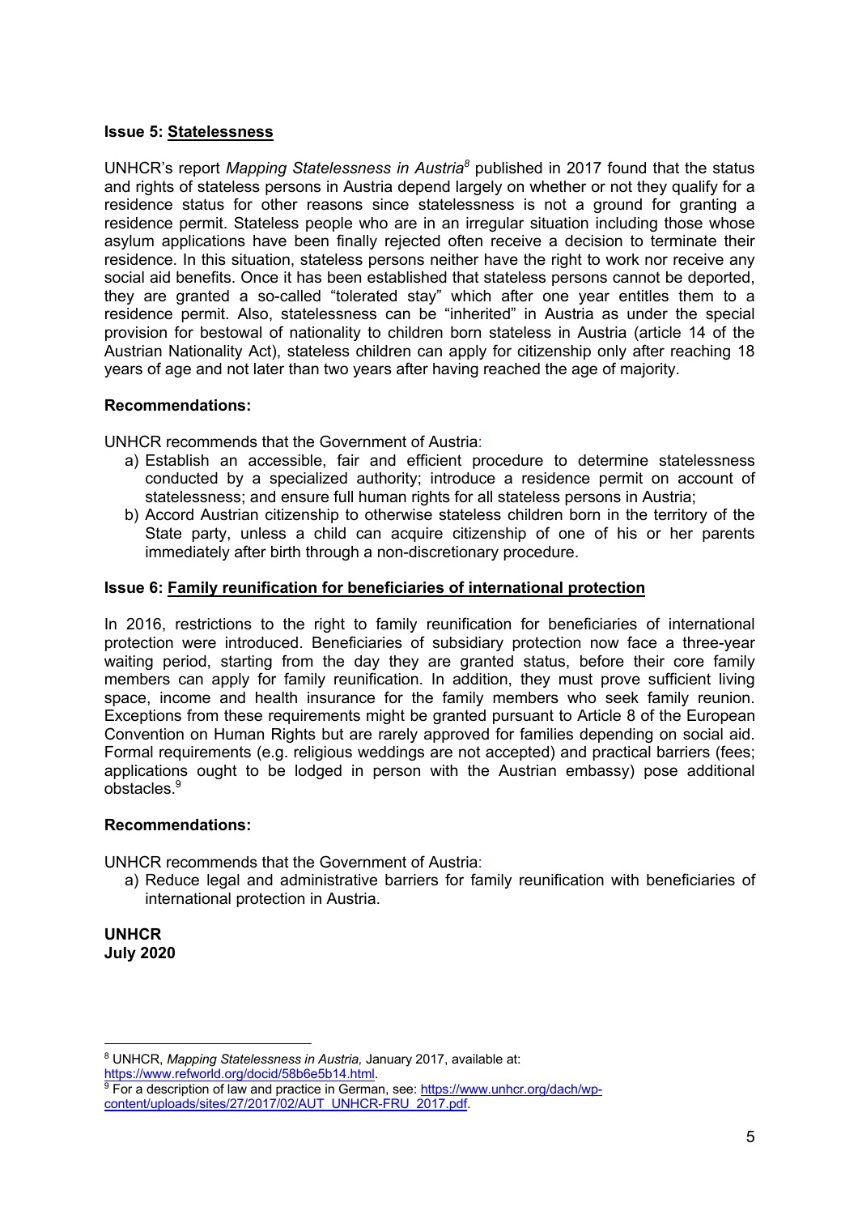### Issue 5: Statelessness

UNHCR's report *Mapping Statelessness in Austria*[8] published in 2017 found that the status and rights of stateless persons in Austria depend largely on whether or not they qualify for a residence status for other reasons since statelessness is not a ground for granting a residence permit. Stateless people who are in an irregular situation including those whose asylum applications have been finally rejected often receive a decision to terminate their residence. In this situation, stateless persons neither have the right to work nor receive any social aid benefits. Once it has been established that stateless persons cannot be deported, they are granted a so-called "tolerated stay" which after one year entitles them to a residence permit. Also, statelessness can be "inherited" in Austria as under the special provision for bestowal of nationality to children born stateless in Austria (article 14 of the Austrian Nationality Act), stateless children can apply for citizenship only after reaching 18 years of age and not later than two years after having reached the age of majority.

**Recommendations:**

UNHCR recommends that the Government of Austria:

a) Establish an accessible, fair and efficient procedure to determine statelessness conducted by a specialized authority; introduce a residence permit on account of statelessness; and ensure full human rights for all stateless persons in Austria;
b) Accord Austrian citizenship to otherwise stateless children born in the territory of the State party, unless a child can acquire citizenship of one of his or her parents immediately after birth through a non-discretionary procedure.

### Issue 6: Family reunification for beneficiaries of international protection

In 2016, restrictions to the right to family reunification for beneficiaries of international protection were introduced. Beneficiaries of subsidiary protection now face a three-year waiting period, starting from the day they are granted status, before their core family members can apply for family reunification. In addition, they must prove sufficient living space, income and health insurance for the family members who seek family reunion. Exceptions from these requirements might be granted pursuant to Article 8 of the European Convention on Human Rights but are rarely approved for families depending on social aid. Formal requirements (e.g. religious weddings are not accepted) and practical barriers (fees; applications ought to be lodged in person with the Austrian embassy) pose additional obstacles.[9]

**Recommendations:**

UNHCR recommends that the Government of Austria:

a) Reduce legal and administrative barriers for family reunification with beneficiaries of international protection in Austria.

**UNHCR**
**July 2020**

---

[8] UNHCR, *Mapping Statelessness in Austria,* January 2017, available at: https://www.refworld.org/docid/58b6e5b14.html.

[9] For a description of law and practice in German, see: https://www.unhcr.org/dach/wp-content/uploads/sites/27/2017/02/AUT_UNHCR-FRU_2017.pdf.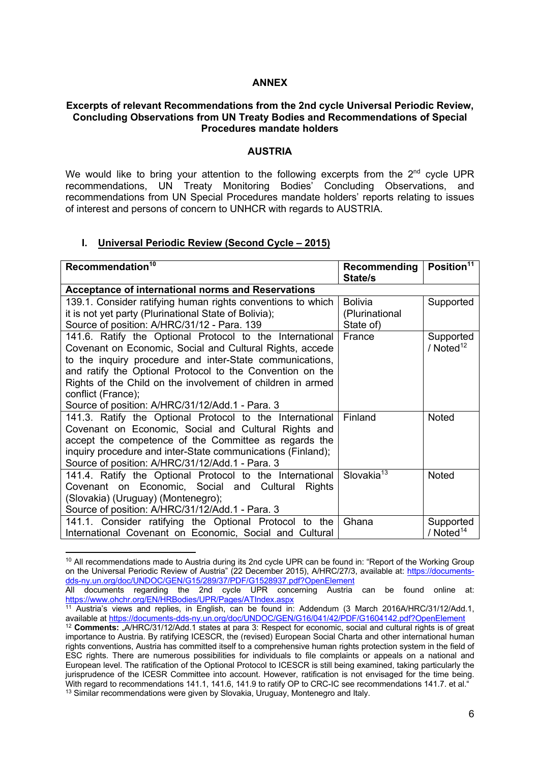**ANNEX**

**Excerpts of relevant Recommendations from the 2nd cycle Universal Periodic Review, Concluding Observations from UN Treaty Bodies and Recommendations of Special Procedures mandate holders**

**AUSTRIA**

We would like to bring your attention to the following excerpts from the 2nd cycle UPR recommendations, UN Treaty Monitoring Bodies' Concluding Observations, and recommendations from UN Special Procedures mandate holders' reports relating to issues of interest and persons of concern to UNHCR with regards to AUSTRIA.

## I. Universal Periodic Review (Second Cycle – 2015)

| Recommendation[10] | Recommending State/s | Position[11] |
|---|---|---|
| **Acceptance of international norms and Reservations** | | |
| 139.1. Consider ratifying human rights conventions to which it is not yet party (Plurinational State of Bolivia);<br>Source of position: A/HRC/31/12 - Para. 139 | Bolivia (Plurinational State of) | Supported |
| 141.6. Ratify the Optional Protocol to the International Covenant on Economic, Social and Cultural Rights, accede to the inquiry procedure and inter-State communications, and ratify the Optional Protocol to the Convention on the Rights of the Child on the involvement of children in armed conflict (France);<br>Source of position: A/HRC/31/12/Add.1 - Para. 3 | France | Supported / Noted[12] |
| 141.3. Ratify the Optional Protocol to the International Covenant on Economic, Social and Cultural Rights and accept the competence of the Committee as regards the inquiry procedure and inter-State communications (Finland);<br>Source of position: A/HRC/31/12/Add.1 - Para. 3 | Finland | Noted |
| 141.4. Ratify the Optional Protocol to the International Covenant on Economic, Social and Cultural Rights (Slovakia) (Uruguay) (Montenegro);<br>Source of position: A/HRC/31/12/Add.1 - Para. 3 | Slovakia[13] | Noted |
| 141.1. Consider ratifying the Optional Protocol to the International Covenant on Economic, Social and Cultural | Ghana | Supported / Noted[14] |

[10] All recommendations made to Austria during its 2nd cycle UPR can be found in: "Report of the Working Group on the Universal Periodic Review of Austria" (22 December 2015), A/HRC/27/3, available at: https://documents-dds-ny.un.org/doc/UNDOC/GEN/G15/289/37/PDF/G1528937.pdf?OpenElement
All documents regarding the 2nd cycle UPR concerning Austria can be found online at: https://www.ohchr.org/EN/HRBodies/UPR/Pages/ATIndex.aspx

[11] Austria's views and replies, in English, can be found in: Addendum (3 March 2016A/HRC/31/12/Add.1, available at https://documents-dds-ny.un.org/doc/UNDOC/GEN/G16/041/42/PDF/G1604142.pdf?OpenElement

[12] **Comments:** „A/HRC/31/12/Add.1 states at para 3: Respect for economic, social and cultural rights is of great importance to Austria. By ratifying ICESCR, the (revised) European Social Charta and other international human rights conventions, Austria has committed itself to a comprehensive human rights protection system in the field of ESC rights. There are numerous possibilities for individuals to file complaints or appeals on a national and European level. The ratification of the Optional Protocol to ICESCR is still being examined, taking particularly the jurisprudence of the ICESR Committee into account. However, ratification is not envisaged for the time being. With regard to recommendations 141.1, 141.6, 141.9 to ratify OP to CRC-IC see recommendations 141.7. et al."

[13] Similar recommendations were given by Slovakia, Uruguay, Montenegro and Italy.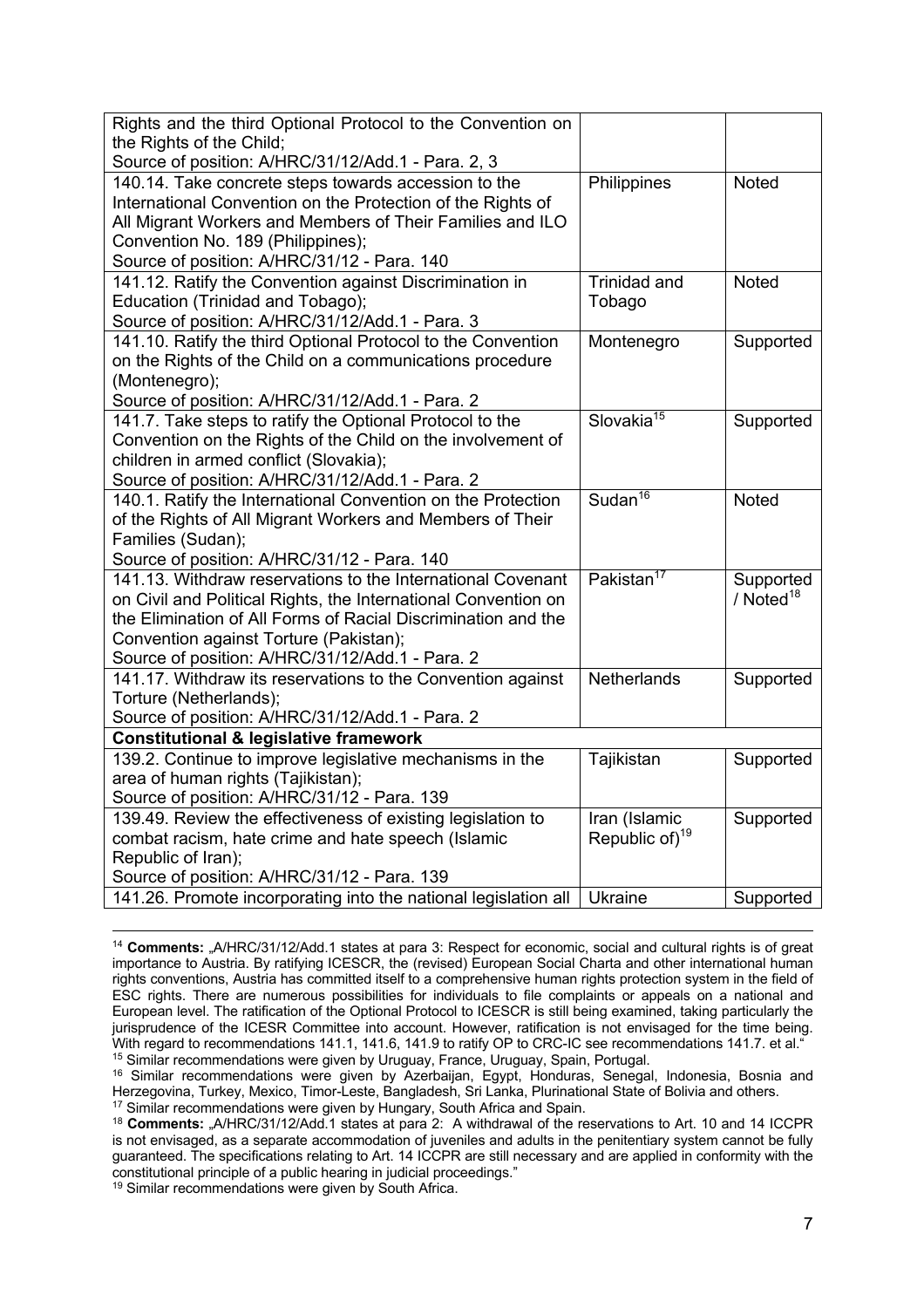| | | |
|---|---|---|
| Rights and the third Optional Protocol to the Convention on the Rights of the Child;<br>Source of position: A/HRC/31/12/Add.1 - Para. 2, 3 | | |
| 140.14. Take concrete steps towards accession to the International Convention on the Protection of the Rights of All Migrant Workers and Members of Their Families and ILO Convention No. 189 (Philippines);<br>Source of position: A/HRC/31/12 - Para. 140 | Philippines | Noted |
| 141.12. Ratify the Convention against Discrimination in Education (Trinidad and Tobago);<br>Source of position: A/HRC/31/12/Add.1 - Para. 3 | Trinidad and Tobago | Noted |
| 141.10. Ratify the third Optional Protocol to the Convention on the Rights of the Child on a communications procedure (Montenegro);<br>Source of position: A/HRC/31/12/Add.1 - Para. 2 | Montenegro | Supported |
| 141.7. Take steps to ratify the Optional Protocol to the Convention on the Rights of the Child on the involvement of children in armed conflict (Slovakia);<br>Source of position: A/HRC/31/12/Add.1 - Para. 2 | Slovakia[15] | Supported |
| 140.1. Ratify the International Convention on the Protection of the Rights of All Migrant Workers and Members of Their Families (Sudan);<br>Source of position: A/HRC/31/12 - Para. 140 | Sudan[16] | Noted |
| 141.13. Withdraw reservations to the International Covenant on Civil and Political Rights, the International Convention on the Elimination of All Forms of Racial Discrimination and the Convention against Torture (Pakistan);<br>Source of position: A/HRC/31/12/Add.1 - Para. 2 | Pakistan[17] | Supported / Noted[18] |
| 141.17. Withdraw its reservations to the Convention against Torture (Netherlands);<br>Source of position: A/HRC/31/12/Add.1 - Para. 2 | Netherlands | Supported |
| **Constitutional & legislative framework** | | |
| 139.2. Continue to improve legislative mechanisms in the area of human rights (Tajikistan);<br>Source of position: A/HRC/31/12 - Para. 139 | Tajikistan | Supported |
| 139.49. Review the effectiveness of existing legislation to combat racism, hate crime and hate speech (Islamic Republic of Iran);<br>Source of position: A/HRC/31/12 - Para. 139 | Iran (Islamic Republic of)[19] | Supported |
| 141.26. Promote incorporating into the national legislation all | Ukraine | Supported |

[14] **Comments:** „A/HRC/31/12/Add.1 states at para 3: Respect for economic, social and cultural rights is of great importance to Austria. By ratifying ICESCR, the (revised) European Social Charta and other international human rights conventions, Austria has committed itself to a comprehensive human rights protection system in the field of ESC rights. There are numerous possibilities for individuals to file complaints or appeals on a national and European level. The ratification of the Optional Protocol to ICESCR is still being examined, taking particularly the jurisprudence of the ICESR Committee into account. However, ratification is not envisaged for the time being. With regard to recommendations 141.1, 141.6, 141.9 to ratify OP to CRC-IC see recommendations 141.7. et al."

[15] Similar recommendations were given by Uruguay, France, Uruguay, Spain, Portugal.

[16] Similar recommendations were given by Azerbaijan, Egypt, Honduras, Senegal, Indonesia, Bosnia and Herzegovina, Turkey, Mexico, Timor-Leste, Bangladesh, Sri Lanka, Plurinational State of Bolivia and others.

[17] Similar recommendations were given by Hungary, South Africa and Spain.

[18] **Comments:** „A/HRC/31/12/Add.1 states at para 2: A withdrawal of the reservations to Art. 10 and 14 ICCPR is not envisaged, as a separate accommodation of juveniles and adults in the penitentiary system cannot be fully guaranteed. The specifications relating to Art. 14 ICCPR are still necessary and are applied in conformity with the constitutional principle of a public hearing in judicial proceedings."

[19] Similar recommendations were given by South Africa.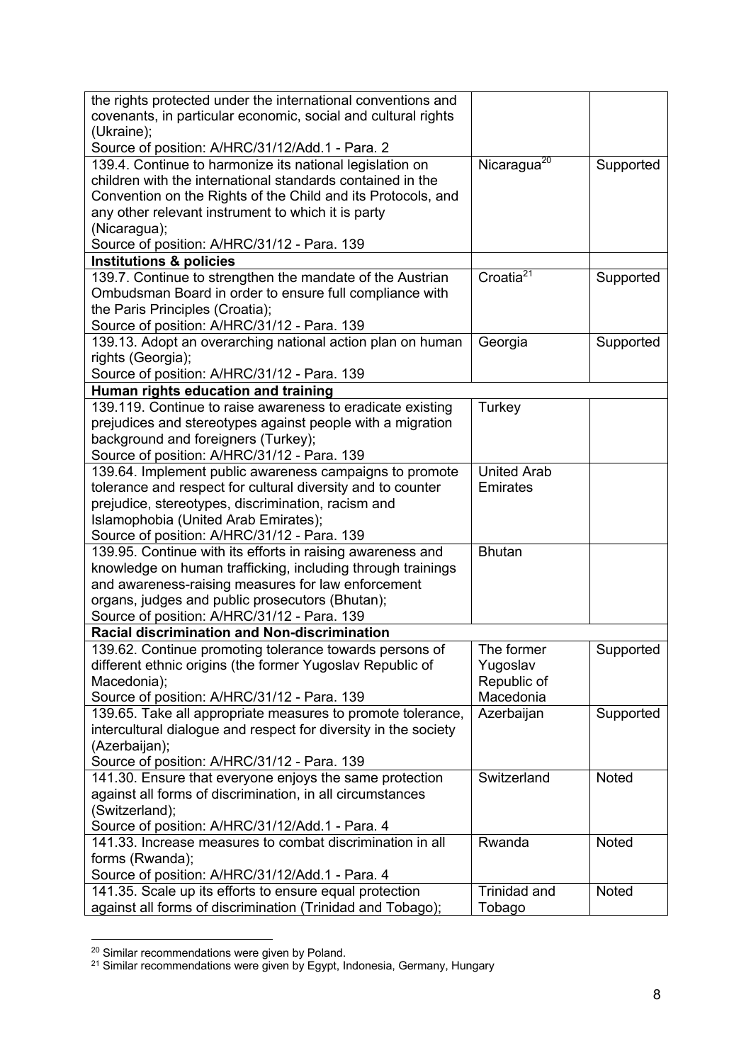| | | |
|---|---|---|
| the rights protected under the international conventions and covenants, in particular economic, social and cultural rights (Ukraine);<br>Source of position: A/HRC/31/12/Add.1 - Para. 2 | | |
| 139.4. Continue to harmonize its national legislation on children with the international standards contained in the Convention on the Rights of the Child and its Protocols, and any other relevant instrument to which it is party (Nicaragua);<br>Source of position: A/HRC/31/12 - Para. 139 | Nicaragua[20] | Supported |
| **Institutions & policies** | | |
| 139.7. Continue to strengthen the mandate of the Austrian Ombudsman Board in order to ensure full compliance with the Paris Principles (Croatia);<br>Source of position: A/HRC/31/12 - Para. 139 | Croatia[21] | Supported |
| 139.13. Adopt an overarching national action plan on human rights (Georgia);<br>Source of position: A/HRC/31/12 - Para. 139 | Georgia | Supported |
| **Human rights education and training** | | |
| 139.119. Continue to raise awareness to eradicate existing prejudices and stereotypes against people with a migration background and foreigners (Turkey);<br>Source of position: A/HRC/31/12 - Para. 139 | Turkey | |
| 139.64. Implement public awareness campaigns to promote tolerance and respect for cultural diversity and to counter prejudice, stereotypes, discrimination, racism and Islamophobia (United Arab Emirates);<br>Source of position: A/HRC/31/12 - Para. 139 | United Arab Emirates | |
| 139.95. Continue with its efforts in raising awareness and knowledge on human trafficking, including through trainings and awareness-raising measures for law enforcement organs, judges and public prosecutors (Bhutan);<br>Source of position: A/HRC/31/12 - Para. 139 | Bhutan | |
| **Racial discrimination and Non-discrimination** | | |
| 139.62. Continue promoting tolerance towards persons of different ethnic origins (the former Yugoslav Republic of Macedonia);<br>Source of position: A/HRC/31/12 - Para. 139 | The former Yugoslav Republic of Macedonia | Supported |
| 139.65. Take all appropriate measures to promote tolerance, intercultural dialogue and respect for diversity in the society (Azerbaijan);<br>Source of position: A/HRC/31/12 - Para. 139 | Azerbaijan | Supported |
| 141.30. Ensure that everyone enjoys the same protection against all forms of discrimination, in all circumstances (Switzerland);<br>Source of position: A/HRC/31/12/Add.1 - Para. 4 | Switzerland | Noted |
| 141.33. Increase measures to combat discrimination in all forms (Rwanda);<br>Source of position: A/HRC/31/12/Add.1 - Para. 4 | Rwanda | Noted |
| 141.35. Scale up its efforts to ensure equal protection against all forms of discrimination (Trinidad and Tobago); | Trinidad and Tobago | Noted |

[20] Similar recommendations were given by Poland.

[21] Similar recommendations were given by Egypt, Indonesia, Germany, Hungary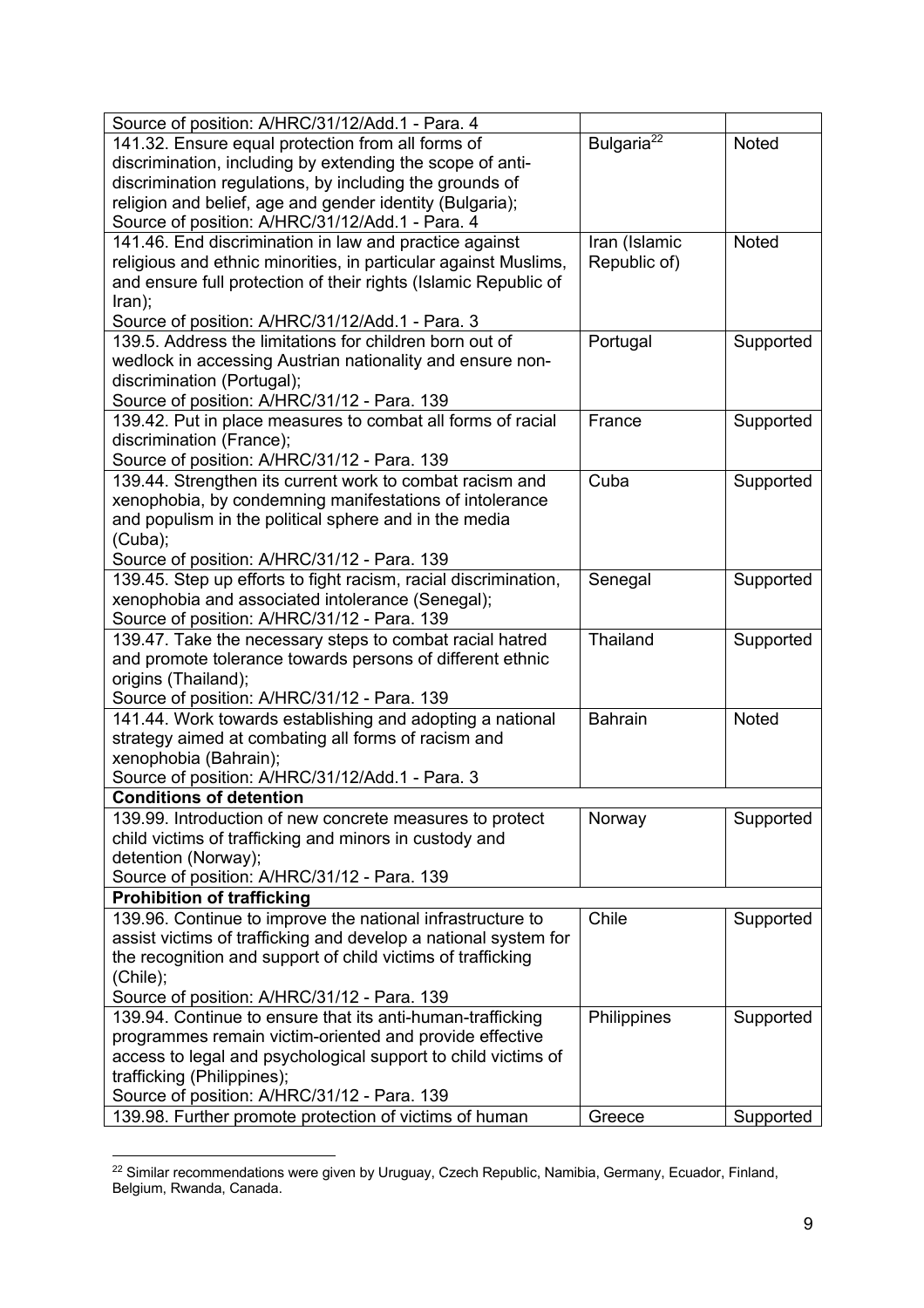| | | |
|---|---|---|
| Source of position: A/HRC/31/12/Add.1 - Para. 4 | | |
| 141.32. Ensure equal protection from all forms of discrimination, including by extending the scope of anti-discrimination regulations, by including the grounds of religion and belief, age and gender identity (Bulgaria); Source of position: A/HRC/31/12/Add.1 - Para. 4 | Bulgaria[22] | Noted |
| 141.46. End discrimination in law and practice against religious and ethnic minorities, in particular against Muslims, and ensure full protection of their rights (Islamic Republic of Iran); Source of position: A/HRC/31/12/Add.1 - Para. 3 | Iran (Islamic Republic of) | Noted |
| 139.5. Address the limitations for children born out of wedlock in accessing Austrian nationality and ensure non-discrimination (Portugal); Source of position: A/HRC/31/12 - Para. 139 | Portugal | Supported |
| 139.42. Put in place measures to combat all forms of racial discrimination (France); Source of position: A/HRC/31/12 - Para. 139 | France | Supported |
| 139.44. Strengthen its current work to combat racism and xenophobia, by condemning manifestations of intolerance and populism in the political sphere and in the media (Cuba); Source of position: A/HRC/31/12 - Para. 139 | Cuba | Supported |
| 139.45. Step up efforts to fight racism, racial discrimination, xenophobia and associated intolerance (Senegal); Source of position: A/HRC/31/12 - Para. 139 | Senegal | Supported |
| 139.47. Take the necessary steps to combat racial hatred and promote tolerance towards persons of different ethnic origins (Thailand); Source of position: A/HRC/31/12 - Para. 139 | Thailand | Supported |
| 141.44. Work towards establishing and adopting a national strategy aimed at combating all forms of racism and xenophobia (Bahrain); Source of position: A/HRC/31/12/Add.1 - Para. 3 | Bahrain | Noted |
| **Conditions of detention** | | |
| 139.99. Introduction of new concrete measures to protect child victims of trafficking and minors in custody and detention (Norway); Source of position: A/HRC/31/12 - Para. 139 | Norway | Supported |
| **Prohibition of trafficking** | | |
| 139.96. Continue to improve the national infrastructure to assist victims of trafficking and develop a national system for the recognition and support of child victims of trafficking (Chile); Source of position: A/HRC/31/12 - Para. 139 | Chile | Supported |
| 139.94. Continue to ensure that its anti-human-trafficking programmes remain victim-oriented and provide effective access to legal and psychological support to child victims of trafficking (Philippines); Source of position: A/HRC/31/12 - Para. 139 | Philippines | Supported |
| 139.98. Further promote protection of victims of human | Greece | Supported |

[22] Similar recommendations were given by Uruguay, Czech Republic, Namibia, Germany, Ecuador, Finland, Belgium, Rwanda, Canada.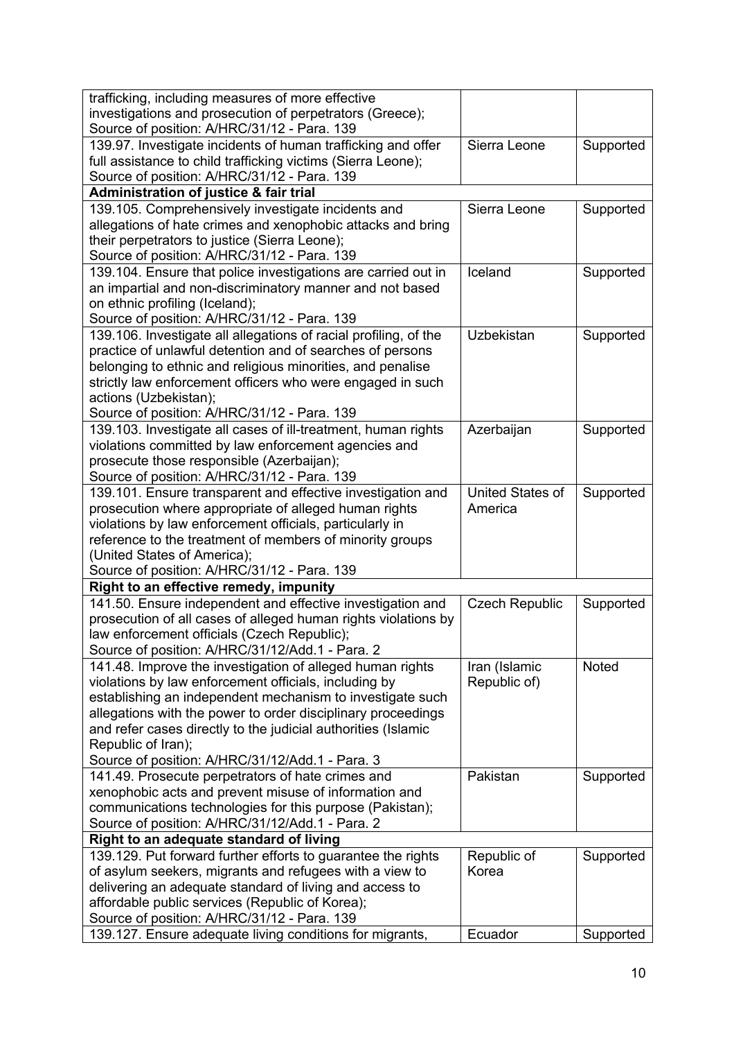| | | |
|---|---|---|
| trafficking, including measures of more effective investigations and prosecution of perpetrators (Greece);<br>Source of position: A/HRC/31/12 - Para. 139 | | |
| 139.97. Investigate incidents of human trafficking and offer full assistance to child trafficking victims (Sierra Leone);<br>Source of position: A/HRC/31/12 - Para. 139 | Sierra Leone | Supported |
| **Administration of justice & fair trial** | | |
| 139.105. Comprehensively investigate incidents and allegations of hate crimes and xenophobic attacks and bring their perpetrators to justice (Sierra Leone);<br>Source of position: A/HRC/31/12 - Para. 139 | Sierra Leone | Supported |
| 139.104. Ensure that police investigations are carried out in an impartial and non-discriminatory manner and not based on ethnic profiling (Iceland);<br>Source of position: A/HRC/31/12 - Para. 139 | Iceland | Supported |
| 139.106. Investigate all allegations of racial profiling, of the practice of unlawful detention and of searches of persons belonging to ethnic and religious minorities, and penalise strictly law enforcement officers who were engaged in such actions (Uzbekistan);<br>Source of position: A/HRC/31/12 - Para. 139 | Uzbekistan | Supported |
| 139.103. Investigate all cases of ill-treatment, human rights violations committed by law enforcement agencies and prosecute those responsible (Azerbaijan);<br>Source of position: A/HRC/31/12 - Para. 139 | Azerbaijan | Supported |
| 139.101. Ensure transparent and effective investigation and prosecution where appropriate of alleged human rights violations by law enforcement officials, particularly in reference to the treatment of members of minority groups (United States of America);<br>Source of position: A/HRC/31/12 - Para. 139 | United States of America | Supported |
| **Right to an effective remedy, impunity** | | |
| 141.50. Ensure independent and effective investigation and prosecution of all cases of alleged human rights violations by law enforcement officials (Czech Republic);<br>Source of position: A/HRC/31/12/Add.1 - Para. 2 | Czech Republic | Supported |
| 141.48. Improve the investigation of alleged human rights violations by law enforcement officials, including by establishing an independent mechanism to investigate such allegations with the power to order disciplinary proceedings and refer cases directly to the judicial authorities (Islamic Republic of Iran);<br>Source of position: A/HRC/31/12/Add.1 - Para. 3 | Iran (Islamic Republic of) | Noted |
| 141.49. Prosecute perpetrators of hate crimes and xenophobic acts and prevent misuse of information and communications technologies for this purpose (Pakistan);<br>Source of position: A/HRC/31/12/Add.1 - Para. 2 | Pakistan | Supported |
| **Right to an adequate standard of living** | | |
| 139.129. Put forward further efforts to guarantee the rights of asylum seekers, migrants and refugees with a view to delivering an adequate standard of living and access to affordable public services (Republic of Korea);<br>Source of position: A/HRC/31/12 - Para. 139 | Republic of Korea | Supported |
| 139.127. Ensure adequate living conditions for migrants, | Ecuador | Supported |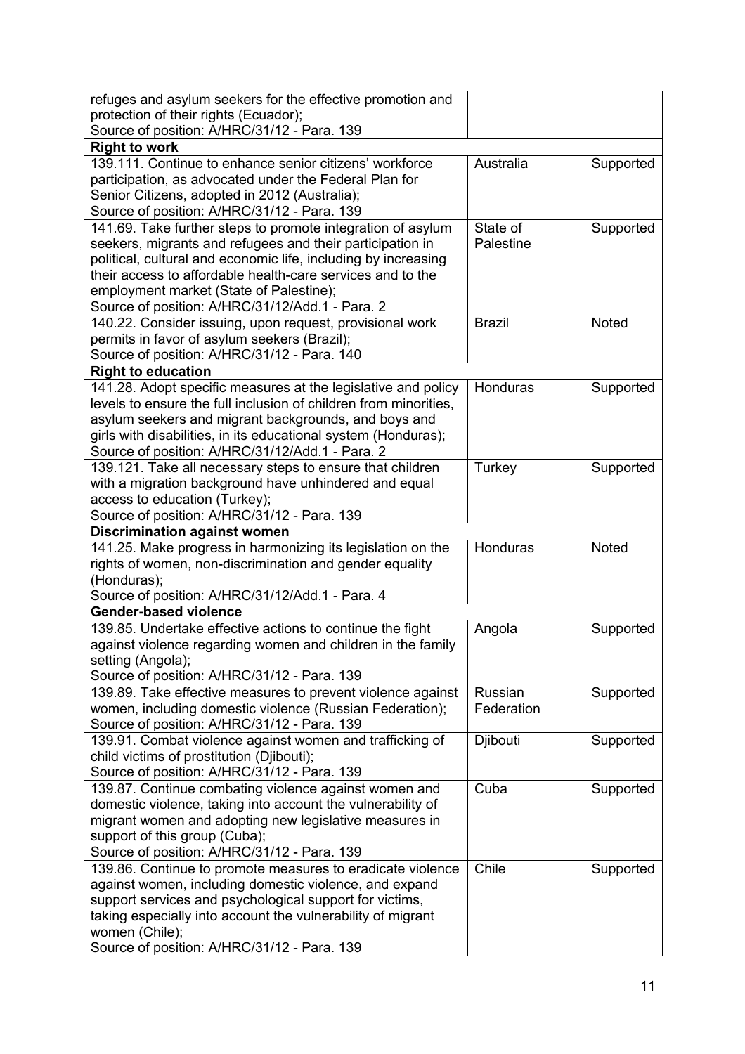| | | |
|---|---|---|
| refuges and asylum seekers for the effective promotion and protection of their rights (Ecuador);<br>Source of position: A/HRC/31/12 - Para. 139 | | |
| **Right to work** | | |
| 139.111. Continue to enhance senior citizens' workforce participation, as advocated under the Federal Plan for Senior Citizens, adopted in 2012 (Australia);<br>Source of position: A/HRC/31/12 - Para. 139 | Australia | Supported |
| 141.69. Take further steps to promote integration of asylum seekers, migrants and refugees and their participation in political, cultural and economic life, including by increasing their access to affordable health-care services and to the employment market (State of Palestine);<br>Source of position: A/HRC/31/12/Add.1 - Para. 2 | State of Palestine | Supported |
| 140.22. Consider issuing, upon request, provisional work permits in favor of asylum seekers (Brazil);<br>Source of position: A/HRC/31/12 - Para. 140 | Brazil | Noted |
| **Right to education** | | |
| 141.28. Adopt specific measures at the legislative and policy levels to ensure the full inclusion of children from minorities, asylum seekers and migrant backgrounds, and boys and girls with disabilities, in its educational system (Honduras);<br>Source of position: A/HRC/31/12/Add.1 - Para. 2 | Honduras | Supported |
| 139.121. Take all necessary steps to ensure that children with a migration background have unhindered and equal access to education (Turkey);<br>Source of position: A/HRC/31/12 - Para. 139 | Turkey | Supported |
| **Discrimination against women** | | |
| 141.25. Make progress in harmonizing its legislation on the rights of women, non-discrimination and gender equality (Honduras);<br>Source of position: A/HRC/31/12/Add.1 - Para. 4 | Honduras | Noted |
| **Gender-based violence** | | |
| 139.85. Undertake effective actions to continue the fight against violence regarding women and children in the family setting (Angola);<br>Source of position: A/HRC/31/12 - Para. 139 | Angola | Supported |
| 139.89. Take effective measures to prevent violence against women, including domestic violence (Russian Federation);<br>Source of position: A/HRC/31/12 - Para. 139 | Russian Federation | Supported |
| 139.91. Combat violence against women and trafficking of child victims of prostitution (Djibouti);<br>Source of position: A/HRC/31/12 - Para. 139 | Djibouti | Supported |
| 139.87. Continue combating violence against women and domestic violence, taking into account the vulnerability of migrant women and adopting new legislative measures in support of this group (Cuba);<br>Source of position: A/HRC/31/12 - Para. 139 | Cuba | Supported |
| 139.86. Continue to promote measures to eradicate violence against women, including domestic violence, and expand support services and psychological support for victims, taking especially into account the vulnerability of migrant women (Chile);<br>Source of position: A/HRC/31/12 - Para. 139 | Chile | Supported |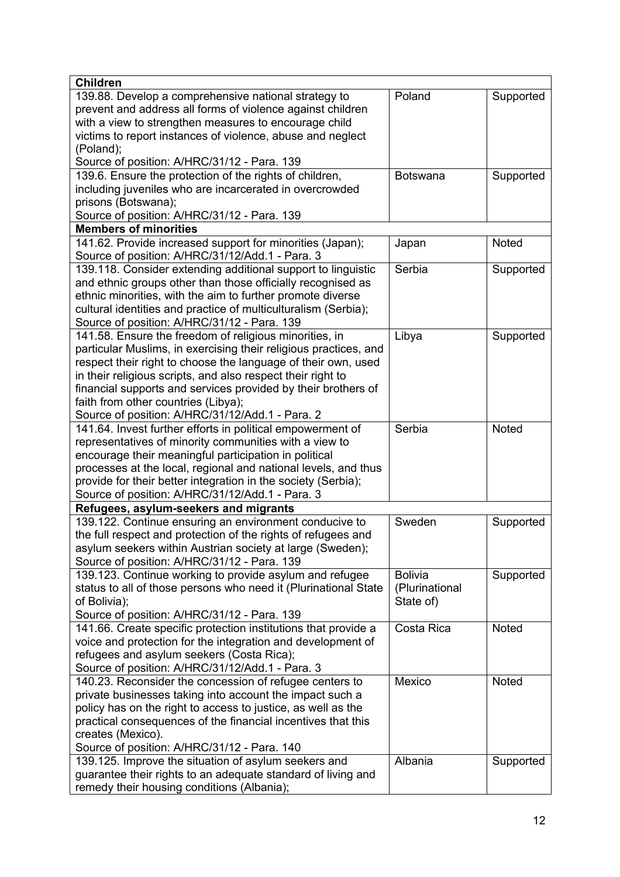| Children | | |
|---|---|---|
| 139.88. Develop a comprehensive national strategy to prevent and address all forms of violence against children with a view to strengthen measures to encourage child victims to report instances of violence, abuse and neglect (Poland);<br>Source of position: A/HRC/31/12 - Para. 139 | Poland | Supported |
| 139.6. Ensure the protection of the rights of children, including juveniles who are incarcerated in overcrowded prisons (Botswana);<br>Source of position: A/HRC/31/12 - Para. 139 | Botswana | Supported |
| **Members of minorities** | | |
| 141.62. Provide increased support for minorities (Japan);<br>Source of position: A/HRC/31/12/Add.1 - Para. 3 | Japan | Noted |
| 139.118. Consider extending additional support to linguistic and ethnic groups other than those officially recognised as ethnic minorities, with the aim to further promote diverse cultural identities and practice of multiculturalism (Serbia);<br>Source of position: A/HRC/31/12 - Para. 139 | Serbia | Supported |
| 141.58. Ensure the freedom of religious minorities, in particular Muslims, in exercising their religious practices, and respect their right to choose the language of their own, used in their religious scripts, and also respect their right to financial supports and services provided by their brothers of faith from other countries (Libya);<br>Source of position: A/HRC/31/12/Add.1 - Para. 2 | Libya | Supported |
| 141.64. Invest further efforts in political empowerment of representatives of minority communities with a view to encourage their meaningful participation in political processes at the local, regional and national levels, and thus provide for their better integration in the society (Serbia);<br>Source of position: A/HRC/31/12/Add.1 - Para. 3 | Serbia | Noted |
| **Refugees, asylum-seekers and migrants** | | |
| 139.122. Continue ensuring an environment conducive to the full respect and protection of the rights of refugees and asylum seekers within Austrian society at large (Sweden);<br>Source of position: A/HRC/31/12 - Para. 139 | Sweden | Supported |
| 139.123. Continue working to provide asylum and refugee status to all of those persons who need it (Plurinational State of Bolivia);<br>Source of position: A/HRC/31/12 - Para. 139 | Bolivia (Plurinational State of) | Supported |
| 141.66. Create specific protection institutions that provide a voice and protection for the integration and development of refugees and asylum seekers (Costa Rica);<br>Source of position: A/HRC/31/12/Add.1 - Para. 3 | Costa Rica | Noted |
| 140.23. Reconsider the concession of refugee centers to private businesses taking into account the impact such a policy has on the right to access to justice, as well as the practical consequences of the financial incentives that this creates (Mexico).<br>Source of position: A/HRC/31/12 - Para. 140 | Mexico | Noted |
| 139.125. Improve the situation of asylum seekers and guarantee their rights to an adequate standard of living and remedy their housing conditions (Albania); | Albania | Supported |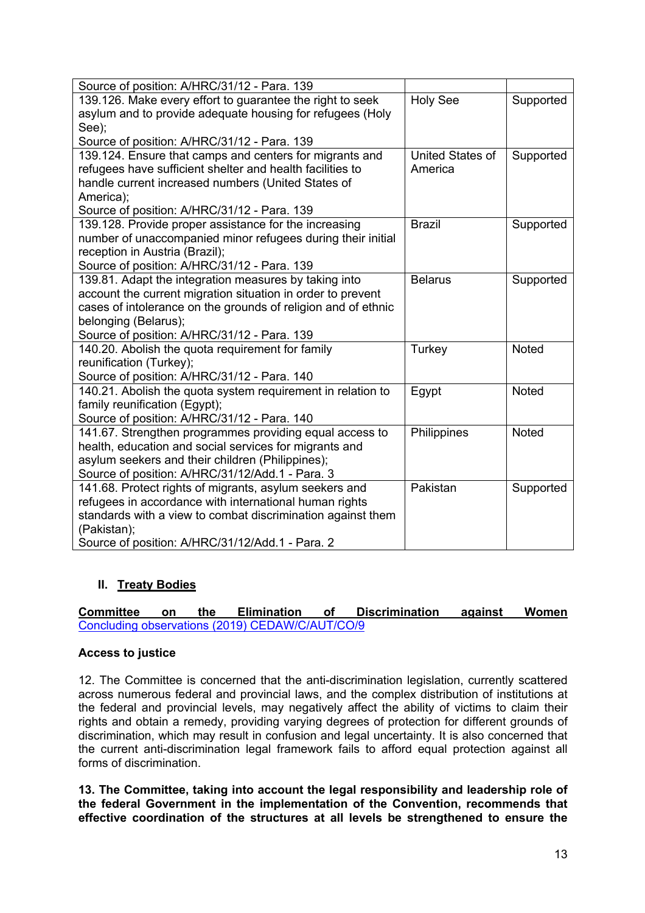| Source of position: A/HRC/31/12 - Para. 139 | | |
|---|---|---|
| 139.126. Make every effort to guarantee the right to seek asylum and to provide adequate housing for refugees (Holy See);<br>Source of position: A/HRC/31/12 - Para. 139 | Holy See | Supported |
| 139.124. Ensure that camps and centers for migrants and refugees have sufficient shelter and health facilities to handle current increased numbers (United States of America);<br>Source of position: A/HRC/31/12 - Para. 139 | United States of America | Supported |
| 139.128. Provide proper assistance for the increasing number of unaccompanied minor refugees during their initial reception in Austria (Brazil);<br>Source of position: A/HRC/31/12 - Para. 139 | Brazil | Supported |
| 139.81. Adapt the integration measures by taking into account the current migration situation in order to prevent cases of intolerance on the grounds of religion and of ethnic belonging (Belarus);<br>Source of position: A/HRC/31/12 - Para. 139 | Belarus | Supported |
| 140.20. Abolish the quota requirement for family reunification (Turkey);<br>Source of position: A/HRC/31/12 - Para. 140 | Turkey | Noted |
| 140.21. Abolish the quota system requirement in relation to family reunification (Egypt);<br>Source of position: A/HRC/31/12 - Para. 140 | Egypt | Noted |
| 141.67. Strengthen programmes providing equal access to health, education and social services for migrants and asylum seekers and their children (Philippines);<br>Source of position: A/HRC/31/12/Add.1 - Para. 3 | Philippines | Noted |
| 141.68. Protect rights of migrants, asylum seekers and refugees in accordance with international human rights standards with a view to combat discrimination against them (Pakistan);<br>Source of position: A/HRC/31/12/Add.1 - Para. 2 | Pakistan | Supported |

## II. Treaty Bodies

**Committee on the Elimination of Discrimination against Women**
Concluding observations (2019) CEDAW/C/AUT/CO/9

**Access to justice**

12. The Committee is concerned that the anti-discrimination legislation, currently scattered across numerous federal and provincial laws, and the complex distribution of institutions at the federal and provincial levels, may negatively affect the ability of victims to claim their rights and obtain a remedy, providing varying degrees of protection for different grounds of discrimination, which may result in confusion and legal uncertainty. It is also concerned that the current anti-discrimination legal framework fails to afford equal protection against all forms of discrimination.

**13. The Committee, taking into account the legal responsibility and leadership role of the federal Government in the implementation of the Convention, recommends that effective coordination of the structures at all levels be strengthened to ensure the**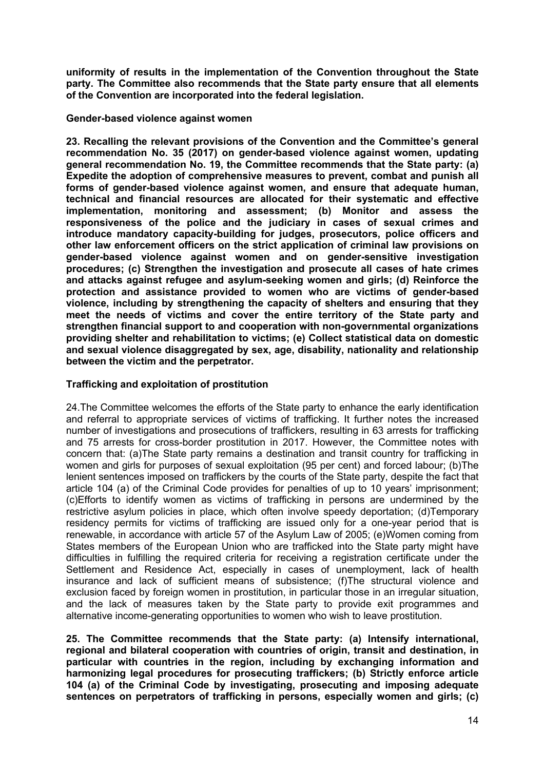**uniformity of results in the implementation of the Convention throughout the State party. The Committee also recommends that the State party ensure that all elements of the Convention are incorporated into the federal legislation.**

**Gender-based violence against women**

**23. Recalling the relevant provisions of the Convention and the Committee's general recommendation No. 35 (2017) on gender-based violence against women, updating general recommendation No. 19, the Committee recommends that the State party: (a) Expedite the adoption of comprehensive measures to prevent, combat and punish all forms of gender-based violence against women, and ensure that adequate human, technical and financial resources are allocated for their systematic and effective implementation, monitoring and assessment; (b) Monitor and assess the responsiveness of the police and the judiciary in cases of sexual crimes and introduce mandatory capacity-building for judges, prosecutors, police officers and other law enforcement officers on the strict application of criminal law provisions on gender-based violence against women and on gender-sensitive investigation procedures; (c) Strengthen the investigation and prosecute all cases of hate crimes and attacks against refugee and asylum-seeking women and girls; (d) Reinforce the protection and assistance provided to women who are victims of gender-based violence, including by strengthening the capacity of shelters and ensuring that they meet the needs of victims and cover the entire territory of the State party and strengthen financial support to and cooperation with non-governmental organizations providing shelter and rehabilitation to victims; (e) Collect statistical data on domestic and sexual violence disaggregated by sex, age, disability, nationality and relationship between the victim and the perpetrator.**

**Trafficking and exploitation of prostitution**

24.The Committee welcomes the efforts of the State party to enhance the early identification and referral to appropriate services of victims of trafficking. It further notes the increased number of investigations and prosecutions of traffickers, resulting in 63 arrests for trafficking and 75 arrests for cross-border prostitution in 2017. However, the Committee notes with concern that: (a)The State party remains a destination and transit country for trafficking in women and girls for purposes of sexual exploitation (95 per cent) and forced labour; (b)The lenient sentences imposed on traffickers by the courts of the State party, despite the fact that article 104 (a) of the Criminal Code provides for penalties of up to 10 years' imprisonment; (c)Efforts to identify women as victims of trafficking in persons are undermined by the restrictive asylum policies in place, which often involve speedy deportation; (d)Temporary residency permits for victims of trafficking are issued only for a one-year period that is renewable, in accordance with article 57 of the Asylum Law of 2005; (e)Women coming from States members of the European Union who are trafficked into the State party might have difficulties in fulfilling the required criteria for receiving a registration certificate under the Settlement and Residence Act, especially in cases of unemployment, lack of health insurance and lack of sufficient means of subsistence; (f)The structural violence and exclusion faced by foreign women in prostitution, in particular those in an irregular situation, and the lack of measures taken by the State party to provide exit programmes and alternative income-generating opportunities to women who wish to leave prostitution.

**25. The Committee recommends that the State party: (a) Intensify international, regional and bilateral cooperation with countries of origin, transit and destination, in particular with countries in the region, including by exchanging information and harmonizing legal procedures for prosecuting traffickers; (b) Strictly enforce article 104 (a) of the Criminal Code by investigating, prosecuting and imposing adequate sentences on perpetrators of trafficking in persons, especially women and girls; (c)**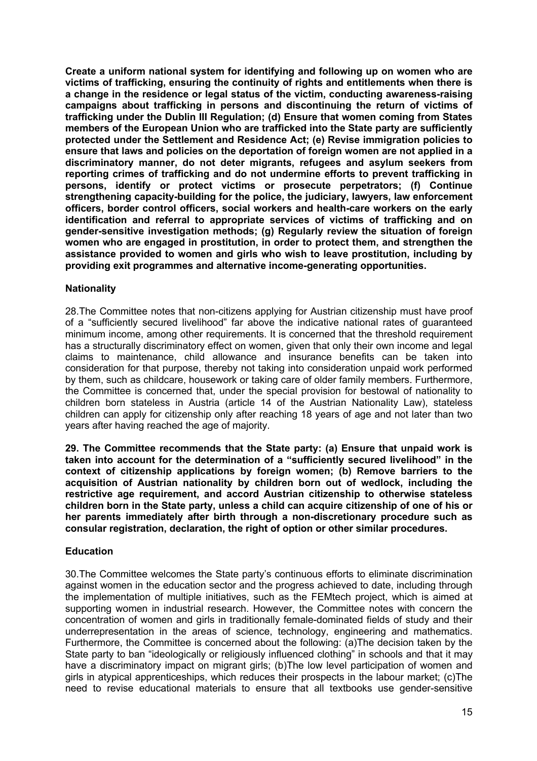**Create a uniform national system for identifying and following up on women who are victims of trafficking, ensuring the continuity of rights and entitlements when there is a change in the residence or legal status of the victim, conducting awareness-raising campaigns about trafficking in persons and discontinuing the return of victims of trafficking under the Dublin III Regulation; (d) Ensure that women coming from States members of the European Union who are trafficked into the State party are sufficiently protected under the Settlement and Residence Act; (e) Revise immigration policies to ensure that laws and policies on the deportation of foreign women are not applied in a discriminatory manner, do not deter migrants, refugees and asylum seekers from reporting crimes of trafficking and do not undermine efforts to prevent trafficking in persons, identify or protect victims or prosecute perpetrators; (f) Continue strengthening capacity-building for the police, the judiciary, lawyers, law enforcement officers, border control officers, social workers and health-care workers on the early identification and referral to appropriate services of victims of trafficking and on gender-sensitive investigation methods; (g) Regularly review the situation of foreign women who are engaged in prostitution, in order to protect them, and strengthen the assistance provided to women and girls who wish to leave prostitution, including by providing exit programmes and alternative income-generating opportunities.**

### Nationality

28.The Committee notes that non-citizens applying for Austrian citizenship must have proof of a "sufficiently secured livelihood" far above the indicative national rates of guaranteed minimum income, among other requirements. It is concerned that the threshold requirement has a structurally discriminatory effect on women, given that only their own income and legal claims to maintenance, child allowance and insurance benefits can be taken into consideration for that purpose, thereby not taking into consideration unpaid work performed by them, such as childcare, housework or taking care of older family members. Furthermore, the Committee is concerned that, under the special provision for bestowal of nationality to children born stateless in Austria (article 14 of the Austrian Nationality Law), stateless children can apply for citizenship only after reaching 18 years of age and not later than two years after having reached the age of majority.

**29. The Committee recommends that the State party: (a) Ensure that unpaid work is taken into account for the determination of a "sufficiently secured livelihood" in the context of citizenship applications by foreign women; (b) Remove barriers to the acquisition of Austrian nationality by children born out of wedlock, including the restrictive age requirement, and accord Austrian citizenship to otherwise stateless children born in the State party, unless a child can acquire citizenship of one of his or her parents immediately after birth through a non-discretionary procedure such as consular registration, declaration, the right of option or other similar procedures.**

### Education

30.The Committee welcomes the State party's continuous efforts to eliminate discrimination against women in the education sector and the progress achieved to date, including through the implementation of multiple initiatives, such as the FEMtech project, which is aimed at supporting women in industrial research. However, the Committee notes with concern the concentration of women and girls in traditionally female-dominated fields of study and their underrepresentation in the areas of science, technology, engineering and mathematics. Furthermore, the Committee is concerned about the following: (a)The decision taken by the State party to ban "ideologically or religiously influenced clothing" in schools and that it may have a discriminatory impact on migrant girls; (b)The low level participation of women and girls in atypical apprenticeships, which reduces their prospects in the labour market; (c)The need to revise educational materials to ensure that all textbooks use gender-sensitive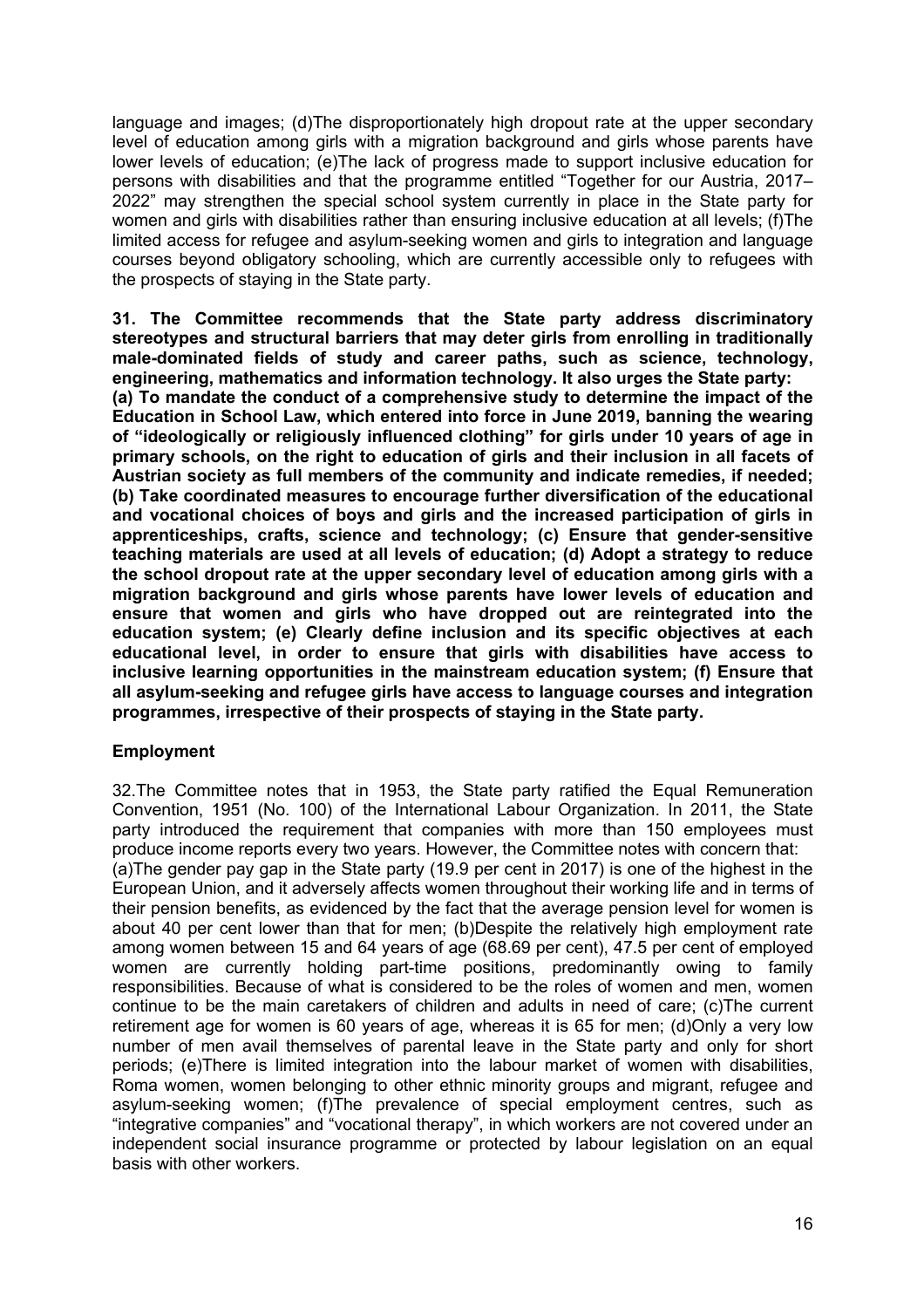language and images; (d)The disproportionately high dropout rate at the upper secondary level of education among girls with a migration background and girls whose parents have lower levels of education; (e)The lack of progress made to support inclusive education for persons with disabilities and that the programme entitled "Together for our Austria, 2017–2022" may strengthen the special school system currently in place in the State party for women and girls with disabilities rather than ensuring inclusive education at all levels; (f)The limited access for refugee and asylum-seeking women and girls to integration and language courses beyond obligatory schooling, which are currently accessible only to refugees with the prospects of staying in the State party.

**31. The Committee recommends that the State party address discriminatory stereotypes and structural barriers that may deter girls from enrolling in traditionally male-dominated fields of study and career paths, such as science, technology, engineering, mathematics and information technology. It also urges the State party: (a) To mandate the conduct of a comprehensive study to determine the impact of the Education in School Law, which entered into force in June 2019, banning the wearing of "ideologically or religiously influenced clothing" for girls under 10 years of age in primary schools, on the right to education of girls and their inclusion in all facets of Austrian society as full members of the community and indicate remedies, if needed; (b) Take coordinated measures to encourage further diversification of the educational and vocational choices of boys and girls and the increased participation of girls in apprenticeships, crafts, science and technology; (c) Ensure that gender-sensitive teaching materials are used at all levels of education; (d) Adopt a strategy to reduce the school dropout rate at the upper secondary level of education among girls with a migration background and girls whose parents have lower levels of education and ensure that women and girls who have dropped out are reintegrated into the education system; (e) Clearly define inclusion and its specific objectives at each educational level, in order to ensure that girls with disabilities have access to inclusive learning opportunities in the mainstream education system; (f) Ensure that all asylum-seeking and refugee girls have access to language courses and integration programmes, irrespective of their prospects of staying in the State party.**

### Employment

32.The Committee notes that in 1953, the State party ratified the Equal Remuneration Convention, 1951 (No. 100) of the International Labour Organization. In 2011, the State party introduced the requirement that companies with more than 150 employees must produce income reports every two years. However, the Committee notes with concern that: (a)The gender pay gap in the State party (19.9 per cent in 2017) is one of the highest in the European Union, and it adversely affects women throughout their working life and in terms of their pension benefits, as evidenced by the fact that the average pension level for women is about 40 per cent lower than that for men; (b)Despite the relatively high employment rate among women between 15 and 64 years of age (68.69 per cent), 47.5 per cent of employed women are currently holding part-time positions, predominantly owing to family responsibilities. Because of what is considered to be the roles of women and men, women continue to be the main caretakers of children and adults in need of care; (c)The current retirement age for women is 60 years of age, whereas it is 65 for men; (d)Only a very low number of men avail themselves of parental leave in the State party and only for short periods; (e)There is limited integration into the labour market of women with disabilities, Roma women, women belonging to other ethnic minority groups and migrant, refugee and asylum-seeking women; (f)The prevalence of special employment centres, such as "integrative companies" and "vocational therapy", in which workers are not covered under an independent social insurance programme or protected by labour legislation on an equal basis with other workers.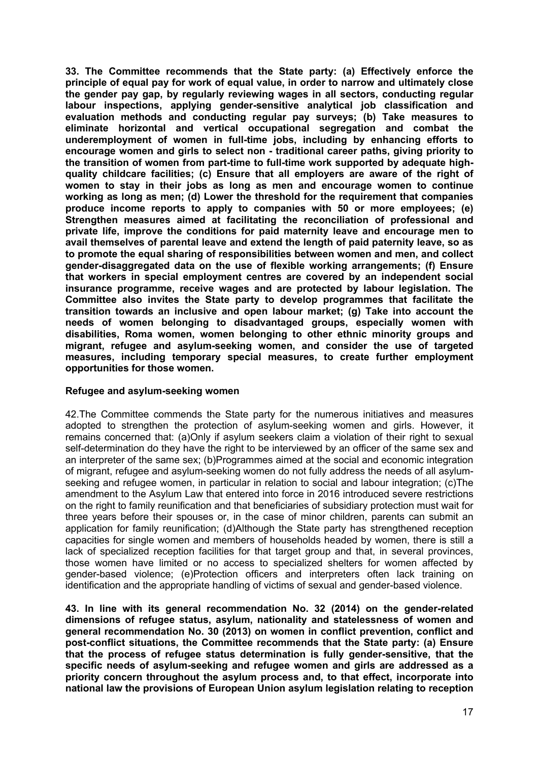**33. The Committee recommends that the State party: (a) Effectively enforce the principle of equal pay for work of equal value, in order to narrow and ultimately close the gender pay gap, by regularly reviewing wages in all sectors, conducting regular labour inspections, applying gender-sensitive analytical job classification and evaluation methods and conducting regular pay surveys; (b) Take measures to eliminate horizontal and vertical occupational segregation and combat the underemployment of women in full-time jobs, including by enhancing efforts to encourage women and girls to select non - traditional career paths, giving priority to the transition of women from part-time to full-time work supported by adequate high-quality childcare facilities; (c) Ensure that all employers are aware of the right of women to stay in their jobs as long as men and encourage women to continue working as long as men; (d) Lower the threshold for the requirement that companies produce income reports to apply to companies with 50 or more employees; (e) Strengthen measures aimed at facilitating the reconciliation of professional and private life, improve the conditions for paid maternity leave and encourage men to avail themselves of parental leave and extend the length of paid paternity leave, so as to promote the equal sharing of responsibilities between women and men, and collect gender-disaggregated data on the use of flexible working arrangements; (f) Ensure that workers in special employment centres are covered by an independent social insurance programme, receive wages and are protected by labour legislation. The Committee also invites the State party to develop programmes that facilitate the transition towards an inclusive and open labour market; (g) Take into account the needs of women belonging to disadvantaged groups, especially women with disabilities, Roma women, women belonging to other ethnic minority groups and migrant, refugee and asylum-seeking women, and consider the use of targeted measures, including temporary special measures, to create further employment opportunities for those women.**

**Refugee and asylum-seeking women**

42.The Committee commends the State party for the numerous initiatives and measures adopted to strengthen the protection of asylum-seeking women and girls. However, it remains concerned that: (a)Only if asylum seekers claim a violation of their right to sexual self-determination do they have the right to be interviewed by an officer of the same sex and an interpreter of the same sex; (b)Programmes aimed at the social and economic integration of migrant, refugee and asylum-seeking women do not fully address the needs of all asylum-seeking and refugee women, in particular in relation to social and labour integration; (c)The amendment to the Asylum Law that entered into force in 2016 introduced severe restrictions on the right to family reunification and that beneficiaries of subsidiary protection must wait for three years before their spouses or, in the case of minor children, parents can submit an application for family reunification; (d)Although the State party has strengthened reception capacities for single women and members of households headed by women, there is still a lack of specialized reception facilities for that target group and that, in several provinces, those women have limited or no access to specialized shelters for women affected by gender-based violence; (e)Protection officers and interpreters often lack training on identification and the appropriate handling of victims of sexual and gender-based violence.

**43. In line with its general recommendation No. 32 (2014) on the gender-related dimensions of refugee status, asylum, nationality and statelessness of women and general recommendation No. 30 (2013) on women in conflict prevention, conflict and post-conflict situations, the Committee recommends that the State party: (a) Ensure that the process of refugee status determination is fully gender-sensitive, that the specific needs of asylum-seeking and refugee women and girls are addressed as a priority concern throughout the asylum process and, to that effect, incorporate into national law the provisions of European Union asylum legislation relating to reception**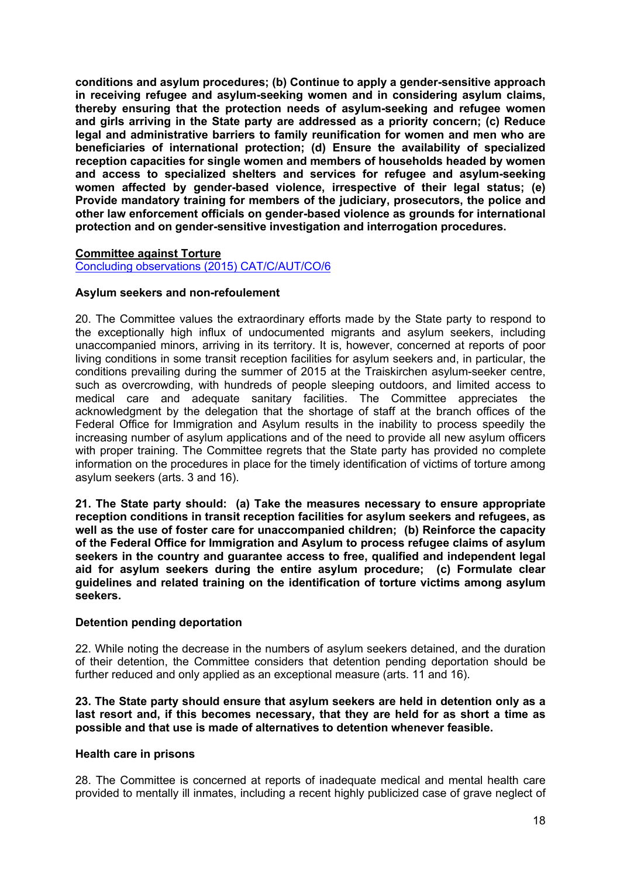**conditions and asylum procedures; (b) Continue to apply a gender-sensitive approach in receiving refugee and asylum-seeking women and in considering asylum claims, thereby ensuring that the protection needs of asylum-seeking and refugee women and girls arriving in the State party are addressed as a priority concern; (c) Reduce legal and administrative barriers to family reunification for women and men who are beneficiaries of international protection; (d) Ensure the availability of specialized reception capacities for single women and members of households headed by women and access to specialized shelters and services for refugee and asylum-seeking women affected by gender-based violence, irrespective of their legal status; (e) Provide mandatory training for members of the judiciary, prosecutors, the police and other law enforcement officials on gender-based violence as grounds for international protection and on gender-sensitive investigation and interrogation procedures.**

**Committee against Torture**
Concluding observations (2015) CAT/C/AUT/CO/6

**Asylum seekers and non-refoulement**

20. The Committee values the extraordinary efforts made by the State party to respond to the exceptionally high influx of undocumented migrants and asylum seekers, including unaccompanied minors, arriving in its territory. It is, however, concerned at reports of poor living conditions in some transit reception facilities for asylum seekers and, in particular, the conditions prevailing during the summer of 2015 at the Traiskirchen asylum-seeker centre, such as overcrowding, with hundreds of people sleeping outdoors, and limited access to medical care and adequate sanitary facilities. The Committee appreciates the acknowledgment by the delegation that the shortage of staff at the branch offices of the Federal Office for Immigration and Asylum results in the inability to process speedily the increasing number of asylum applications and of the need to provide all new asylum officers with proper training. The Committee regrets that the State party has provided no complete information on the procedures in place for the timely identification of victims of torture among asylum seekers (arts. 3 and 16).

**21. The State party should: (a) Take the measures necessary to ensure appropriate reception conditions in transit reception facilities for asylum seekers and refugees, as well as the use of foster care for unaccompanied children; (b) Reinforce the capacity of the Federal Office for Immigration and Asylum to process refugee claims of asylum seekers in the country and guarantee access to free, qualified and independent legal aid for asylum seekers during the entire asylum procedure; (c) Formulate clear guidelines and related training on the identification of torture victims among asylum seekers.**

**Detention pending deportation**

22. While noting the decrease in the numbers of asylum seekers detained, and the duration of their detention, the Committee considers that detention pending deportation should be further reduced and only applied as an exceptional measure (arts. 11 and 16).

**23. The State party should ensure that asylum seekers are held in detention only as a last resort and, if this becomes necessary, that they are held for as short a time as possible and that use is made of alternatives to detention whenever feasible.**

**Health care in prisons**

28. The Committee is concerned at reports of inadequate medical and mental health care provided to mentally ill inmates, including a recent highly publicized case of grave neglect of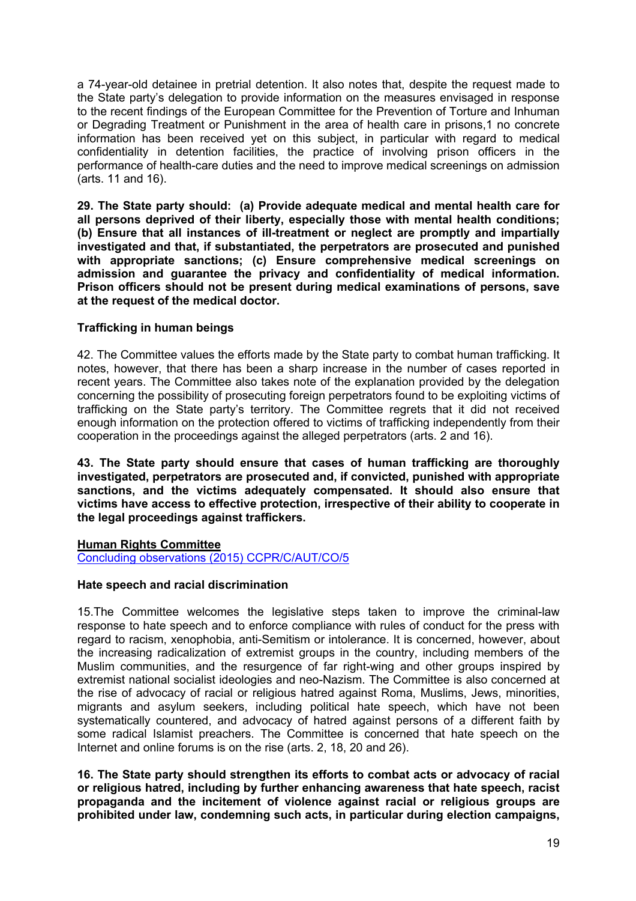a 74-year-old detainee in pretrial detention. It also notes that, despite the request made to the State party's delegation to provide information on the measures envisaged in response to the recent findings of the European Committee for the Prevention of Torture and Inhuman or Degrading Treatment or Punishment in the area of health care in prisons,1 no concrete information has been received yet on this subject, in particular with regard to medical confidentiality in detention facilities, the practice of involving prison officers in the performance of health-care duties and the need to improve medical screenings on admission (arts. 11 and 16).

**29. The State party should: (a) Provide adequate medical and mental health care for all persons deprived of their liberty, especially those with mental health conditions; (b) Ensure that all instances of ill-treatment or neglect are promptly and impartially investigated and that, if substantiated, the perpetrators are prosecuted and punished with appropriate sanctions; (c) Ensure comprehensive medical screenings on admission and guarantee the privacy and confidentiality of medical information. Prison officers should not be present during medical examinations of persons, save at the request of the medical doctor.**

**Trafficking in human beings**

42. The Committee values the efforts made by the State party to combat human trafficking. It notes, however, that there has been a sharp increase in the number of cases reported in recent years. The Committee also takes note of the explanation provided by the delegation concerning the possibility of prosecuting foreign perpetrators found to be exploiting victims of trafficking on the State party's territory. The Committee regrets that it did not received enough information on the protection offered to victims of trafficking independently from their cooperation in the proceedings against the alleged perpetrators (arts. 2 and 16).

**43. The State party should ensure that cases of human trafficking are thoroughly investigated, perpetrators are prosecuted and, if convicted, punished with appropriate sanctions, and the victims adequately compensated. It should also ensure that victims have access to effective protection, irrespective of their ability to cooperate in the legal proceedings against traffickers.**

**Human Rights Committee**

Concluding observations (2015) CCPR/C/AUT/CO/5

**Hate speech and racial discrimination**

15.The Committee welcomes the legislative steps taken to improve the criminal-law response to hate speech and to enforce compliance with rules of conduct for the press with regard to racism, xenophobia, anti-Semitism or intolerance. It is concerned, however, about the increasing radicalization of extremist groups in the country, including members of the Muslim communities, and the resurgence of far right-wing and other groups inspired by extremist national socialist ideologies and neo-Nazism. The Committee is also concerned at the rise of advocacy of racial or religious hatred against Roma, Muslims, Jews, minorities, migrants and asylum seekers, including political hate speech, which have not been systematically countered, and advocacy of hatred against persons of a different faith by some radical Islamist preachers. The Committee is concerned that hate speech on the Internet and online forums is on the rise (arts. 2, 18, 20 and 26).

**16. The State party should strengthen its efforts to combat acts or advocacy of racial or religious hatred, including by further enhancing awareness that hate speech, racist propaganda and the incitement of violence against racial or religious groups are prohibited under law, condemning such acts, in particular during election campaigns,**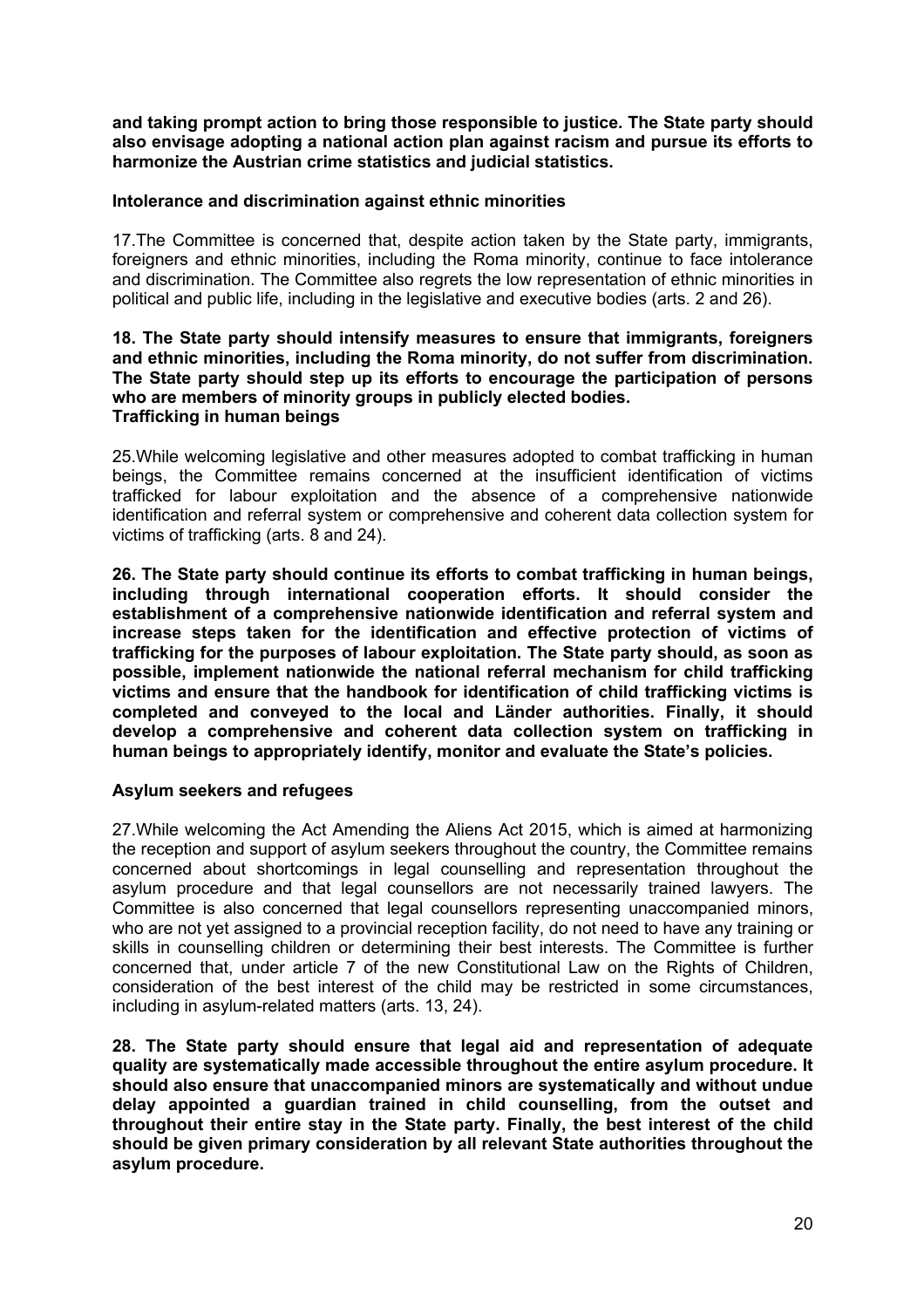**and taking prompt action to bring those responsible to justice. The State party should also envisage adopting a national action plan against racism and pursue its efforts to harmonize the Austrian crime statistics and judicial statistics.**

**Intolerance and discrimination against ethnic minorities**

17.The Committee is concerned that, despite action taken by the State party, immigrants, foreigners and ethnic minorities, including the Roma minority, continue to face intolerance and discrimination. The Committee also regrets the low representation of ethnic minorities in political and public life, including in the legislative and executive bodies (arts. 2 and 26).

**18. The State party should intensify measures to ensure that immigrants, foreigners and ethnic minorities, including the Roma minority, do not suffer from discrimination. The State party should step up its efforts to encourage the participation of persons who are members of minority groups in publicly elected bodies.**

**Trafficking in human beings**

25.While welcoming legislative and other measures adopted to combat trafficking in human beings, the Committee remains concerned at the insufficient identification of victims trafficked for labour exploitation and the absence of a comprehensive nationwide identification and referral system or comprehensive and coherent data collection system for victims of trafficking (arts. 8 and 24).

**26. The State party should continue its efforts to combat trafficking in human beings, including through international cooperation efforts. It should consider the establishment of a comprehensive nationwide identification and referral system and increase steps taken for the identification and effective protection of victims of trafficking for the purposes of labour exploitation. The State party should, as soon as possible, implement nationwide the national referral mechanism for child trafficking victims and ensure that the handbook for identification of child trafficking victims is completed and conveyed to the local and Länder authorities. Finally, it should develop a comprehensive and coherent data collection system on trafficking in human beings to appropriately identify, monitor and evaluate the State's policies.**

**Asylum seekers and refugees**

27.While welcoming the Act Amending the Aliens Act 2015, which is aimed at harmonizing the reception and support of asylum seekers throughout the country, the Committee remains concerned about shortcomings in legal counselling and representation throughout the asylum procedure and that legal counsellors are not necessarily trained lawyers. The Committee is also concerned that legal counsellors representing unaccompanied minors, who are not yet assigned to a provincial reception facility, do not need to have any training or skills in counselling children or determining their best interests. The Committee is further concerned that, under article 7 of the new Constitutional Law on the Rights of Children, consideration of the best interest of the child may be restricted in some circumstances, including in asylum-related matters (arts. 13, 24).

**28. The State party should ensure that legal aid and representation of adequate quality are systematically made accessible throughout the entire asylum procedure. It should also ensure that unaccompanied minors are systematically and without undue delay appointed a guardian trained in child counselling, from the outset and throughout their entire stay in the State party. Finally, the best interest of the child should be given primary consideration by all relevant State authorities throughout the asylum procedure.**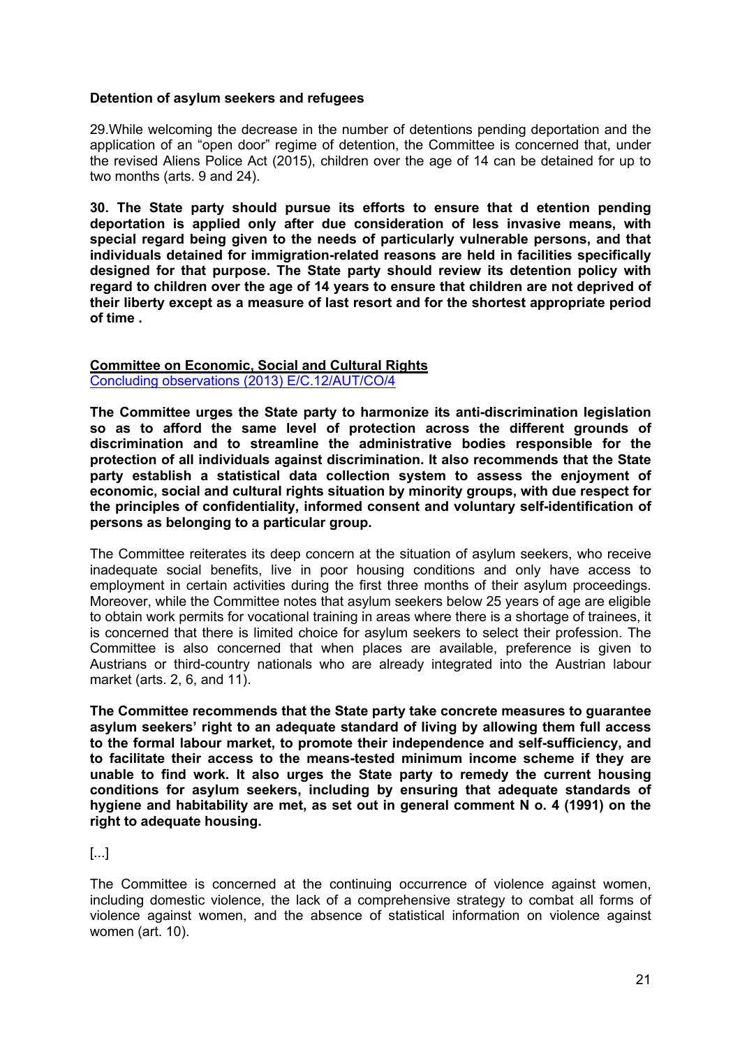**Detention of asylum seekers and refugees**

29.While welcoming the decrease in the number of detentions pending deportation and the application of an "open door" regime of detention, the Committee is concerned that, under the revised Aliens Police Act (2015), children over the age of 14 can be detained for up to two months (arts. 9 and 24).

**30. The State party should pursue its efforts to ensure that d etention pending deportation is applied only after due consideration of less invasive means, with special regard being given to the needs of particularly vulnerable persons, and that individuals detained for immigration-related reasons are held in facilities specifically designed for that purpose. The State party should review its detention policy with regard to children over the age of 14 years to ensure that children are not deprived of their liberty except as a measure of last resort and for the shortest appropriate period of time .**

**Committee on Economic, Social and Cultural Rights**
Concluding observations (2013) E/C.12/AUT/CO/4

**The Committee urges the State party to harmonize its anti-discrimination legislation so as to afford the same level of protection across the different grounds of discrimination and to streamline the administrative bodies responsible for the protection of all individuals against discrimination. It also recommends that the State party establish a statistical data collection system to assess the enjoyment of economic, social and cultural rights situation by minority groups, with due respect for the principles of confidentiality, informed consent and voluntary self-identification of persons as belonging to a particular group.**

The Committee reiterates its deep concern at the situation of asylum seekers, who receive inadequate social benefits, live in poor housing conditions and only have access to employment in certain activities during the first three months of their asylum proceedings. Moreover, while the Committee notes that asylum seekers below 25 years of age are eligible to obtain work permits for vocational training in areas where there is a shortage of trainees, it is concerned that there is limited choice for asylum seekers to select their profession. The Committee is also concerned that when places are available, preference is given to Austrians or third-country nationals who are already integrated into the Austrian labour market (arts. 2, 6, and 11).

**The Committee recommends that the State party take concrete measures to guarantee asylum seekers' right to an adequate standard of living by allowing them full access to the formal labour market, to promote their independence and self-sufficiency, and to facilitate their access to the means-tested minimum income scheme if they are unable to find work. It also urges the State party to remedy the current housing conditions for asylum seekers, including by ensuring that adequate standards of hygiene and habitability are met, as set out in general comment N o. 4 (1991) on the right to adequate housing.**

[...]

The Committee is concerned at the continuing occurrence of violence against women, including domestic violence, the lack of a comprehensive strategy to combat all forms of violence against women, and the absence of statistical information on violence against women (art. 10).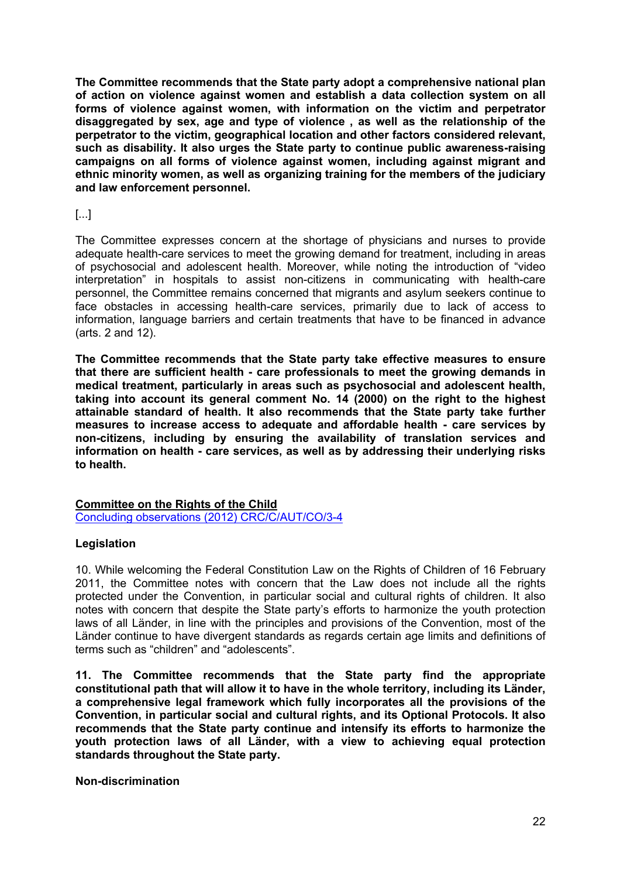**The Committee recommends that the State party adopt a comprehensive national plan of action on violence against women and establish a data collection system on all forms of violence against women, with information on the victim and perpetrator disaggregated by sex, age and type of violence , as well as the relationship of the perpetrator to the victim, geographical location and other factors considered relevant, such as disability. It also urges the State party to continue public awareness-raising campaigns on all forms of violence against women, including against migrant and ethnic minority women, as well as organizing training for the members of the judiciary and law enforcement personnel.**

[...]

The Committee expresses concern at the shortage of physicians and nurses to provide adequate health-care services to meet the growing demand for treatment, including in areas of psychosocial and adolescent health. Moreover, while noting the introduction of "video interpretation" in hospitals to assist non-citizens in communicating with health-care personnel, the Committee remains concerned that migrants and asylum seekers continue to face obstacles in accessing health-care services, primarily due to lack of access to information, language barriers and certain treatments that have to be financed in advance (arts. 2 and 12).

**The Committee recommends that the State party take effective measures to ensure that there are sufficient health - care professionals to meet the growing demands in medical treatment, particularly in areas such as psychosocial and adolescent health, taking into account its general comment No. 14 (2000) on the right to the highest attainable standard of health. It also recommends that the State party take further measures to increase access to adequate and affordable health - care services by non-citizens, including by ensuring the availability of translation services and information on health - care services, as well as by addressing their underlying risks to health.**

**Committee on the Rights of the Child**
Concluding observations (2012) CRC/C/AUT/CO/3-4

**Legislation**

10. While welcoming the Federal Constitution Law on the Rights of Children of 16 February 2011, the Committee notes with concern that the Law does not include all the rights protected under the Convention, in particular social and cultural rights of children. It also notes with concern that despite the State party's efforts to harmonize the youth protection laws of all Länder, in line with the principles and provisions of the Convention, most of the Länder continue to have divergent standards as regards certain age limits and definitions of terms such as "children" and "adolescents".

**11. The Committee recommends that the State party find the appropriate constitutional path that will allow it to have in the whole territory, including its Länder, a comprehensive legal framework which fully incorporates all the provisions of the Convention, in particular social and cultural rights, and its Optional Protocols. It also recommends that the State party continue and intensify its efforts to harmonize the youth protection laws of all Länder, with a view to achieving equal protection standards throughout the State party.**

**Non-discrimination**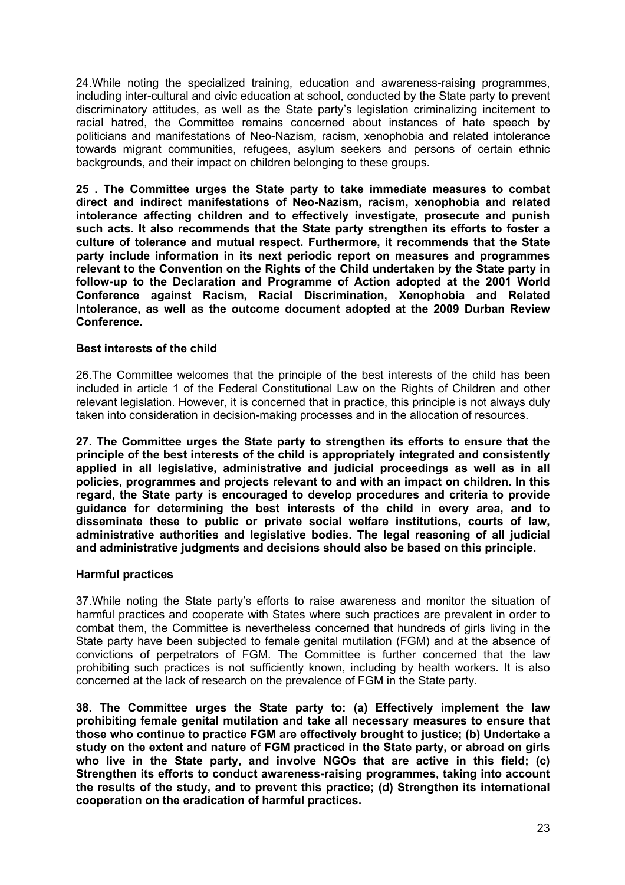24.While noting the specialized training, education and awareness-raising programmes, including inter-cultural and civic education at school, conducted by the State party to prevent discriminatory attitudes, as well as the State party's legislation criminalizing incitement to racial hatred, the Committee remains concerned about instances of hate speech by politicians and manifestations of Neo-Nazism, racism, xenophobia and related intolerance towards migrant communities, refugees, asylum seekers and persons of certain ethnic backgrounds, and their impact on children belonging to these groups.

**25 . The Committee urges the State party to take immediate measures to combat direct and indirect manifestations of Neo-Nazism, racism, xenophobia and related intolerance affecting children and to effectively investigate, prosecute and punish such acts. It also recommends that the State party strengthen its efforts to foster a culture of tolerance and mutual respect. Furthermore, it recommends that the State party include information in its next periodic report on measures and programmes relevant to the Convention on the Rights of the Child undertaken by the State party in follow-up to the Declaration and Programme of Action adopted at the 2001 World Conference against Racism, Racial Discrimination, Xenophobia and Related Intolerance, as well as the outcome document adopted at the 2009 Durban Review Conference.**

### Best interests of the child

26.The Committee welcomes that the principle of the best interests of the child has been included in article 1 of the Federal Constitutional Law on the Rights of Children and other relevant legislation. However, it is concerned that in practice, this principle is not always duly taken into consideration in decision-making processes and in the allocation of resources.

**27. The Committee urges the State party to strengthen its efforts to ensure that the principle of the best interests of the child is appropriately integrated and consistently applied in all legislative, administrative and judicial proceedings as well as in all policies, programmes and projects relevant to and with an impact on children. In this regard, the State party is encouraged to develop procedures and criteria to provide guidance for determining the best interests of the child in every area, and to disseminate these to public or private social welfare institutions, courts of law, administrative authorities and legislative bodies. The legal reasoning of all judicial and administrative judgments and decisions should also be based on this principle.**

### Harmful practices

37.While noting the State party's efforts to raise awareness and monitor the situation of harmful practices and cooperate with States where such practices are prevalent in order to combat them, the Committee is nevertheless concerned that hundreds of girls living in the State party have been subjected to female genital mutilation (FGM) and at the absence of convictions of perpetrators of FGM. The Committee is further concerned that the law prohibiting such practices is not sufficiently known, including by health workers. It is also concerned at the lack of research on the prevalence of FGM in the State party.

**38. The Committee urges the State party to: (a) Effectively implement the law prohibiting female genital mutilation and take all necessary measures to ensure that those who continue to practice FGM are effectively brought to justice; (b) Undertake a study on the extent and nature of FGM practiced in the State party, or abroad on girls who live in the State party, and involve NGOs that are active in this field; (c) Strengthen its efforts to conduct awareness-raising programmes, taking into account the results of the study, and to prevent this practice; (d) Strengthen its international cooperation on the eradication of harmful practices.**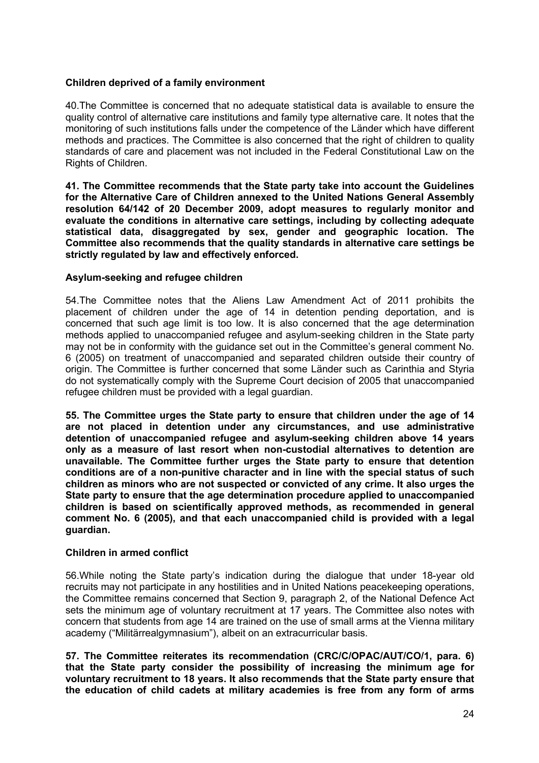**Children deprived of a family environment**

40.The Committee is concerned that no adequate statistical data is available to ensure the quality control of alternative care institutions and family type alternative care. It notes that the monitoring of such institutions falls under the competence of the Länder which have different methods and practices. The Committee is also concerned that the right of children to quality standards of care and placement was not included in the Federal Constitutional Law on the Rights of Children.

**41. The Committee recommends that the State party take into account the Guidelines for the Alternative Care of Children annexed to the United Nations General Assembly resolution 64/142 of 20 December 2009, adopt measures to regularly monitor and evaluate the conditions in alternative care settings, including by collecting adequate statistical data, disaggregated by sex, gender and geographic location. The Committee also recommends that the quality standards in alternative care settings be strictly regulated by law and effectively enforced.**

**Asylum-seeking and refugee children**

54.The Committee notes that the Aliens Law Amendment Act of 2011 prohibits the placement of children under the age of 14 in detention pending deportation, and is concerned that such age limit is too low. It is also concerned that the age determination methods applied to unaccompanied refugee and asylum-seeking children in the State party may not be in conformity with the guidance set out in the Committee's general comment No. 6 (2005) on treatment of unaccompanied and separated children outside their country of origin. The Committee is further concerned that some Länder such as Carinthia and Styria do not systematically comply with the Supreme Court decision of 2005 that unaccompanied refugee children must be provided with a legal guardian.

**55. The Committee urges the State party to ensure that children under the age of 14 are not placed in detention under any circumstances, and use administrative detention of unaccompanied refugee and asylum-seeking children above 14 years only as a measure of last resort when non-custodial alternatives to detention are unavailable. The Committee further urges the State party to ensure that detention conditions are of a non-punitive character and in line with the special status of such children as minors who are not suspected or convicted of any crime. It also urges the State party to ensure that the age determination procedure applied to unaccompanied children is based on scientifically approved methods, as recommended in general comment No. 6 (2005), and that each unaccompanied child is provided with a legal guardian.**

**Children in armed conflict**

56.While noting the State party's indication during the dialogue that under 18-year old recruits may not participate in any hostilities and in United Nations peacekeeping operations, the Committee remains concerned that Section 9, paragraph 2, of the National Defence Act sets the minimum age of voluntary recruitment at 17 years. The Committee also notes with concern that students from age 14 are trained on the use of small arms at the Vienna military academy ("Militärrealgymnasium"), albeit on an extracurricular basis.

**57. The Committee reiterates its recommendation (CRC/C/OPAC/AUT/CO/1, para. 6) that the State party consider the possibility of increasing the minimum age for voluntary recruitment to 18 years. It also recommends that the State party ensure that the education of child cadets at military academies is free from any form of arms**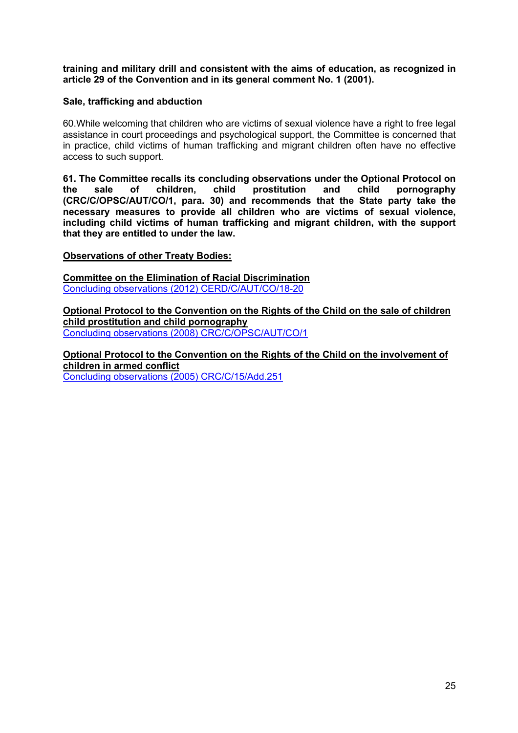**training and military drill and consistent with the aims of education, as recognized in article 29 of the Convention and in its general comment No. 1 (2001).**

**Sale, trafficking and abduction**

60.While welcoming that children who are victims of sexual violence have a right to free legal assistance in court proceedings and psychological support, the Committee is concerned that in practice, child victims of human trafficking and migrant children often have no effective access to such support.

**61. The Committee recalls its concluding observations under the Optional Protocol on the sale of children, child prostitution and child pornography (CRC/C/OPSC/AUT/CO/1, para. 30) and recommends that the State party take the necessary measures to provide all children who are victims of sexual violence, including child victims of human trafficking and migrant children, with the support that they are entitled to under the law.**

**Observations of other Treaty Bodies:**

**Committee on the Elimination of Racial Discrimination**
Concluding observations (2012) CERD/C/AUT/CO/18-20

**Optional Protocol to the Convention on the Rights of the Child on the sale of children child prostitution and child pornography**
Concluding observations (2008) CRC/C/OPSC/AUT/CO/1

**Optional Protocol to the Convention on the Rights of the Child on the involvement of children in armed conflict**
Concluding observations (2005) CRC/C/15/Add.251